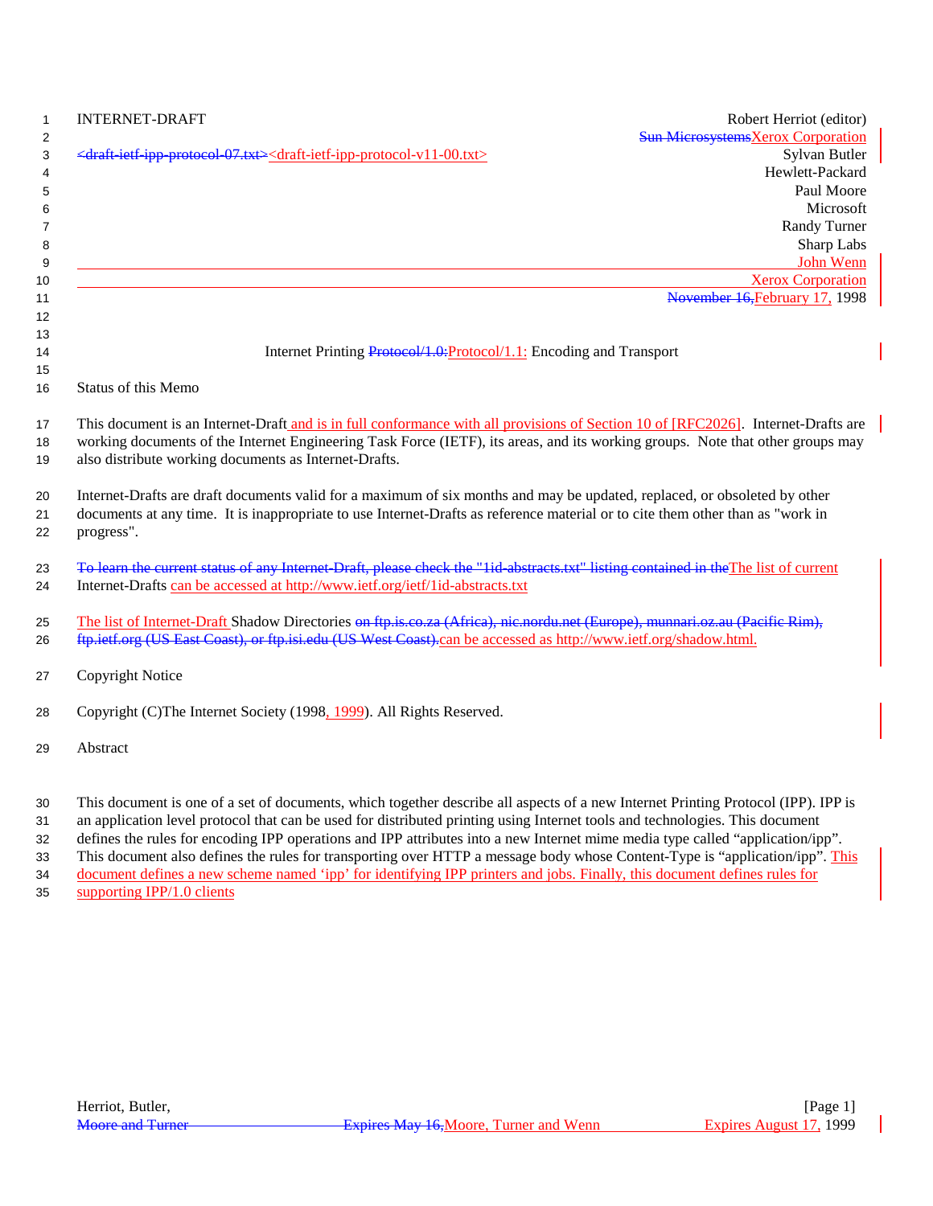INTERNET-DRAFT

~~<draft-ietf-ipp-protocol-07.txt>~~<draft-ietf-ipp-protocol-v11-00.txt>

Robert Herriot (editor)
~~Sun Microsystems~~Xerox Corporation
Sylvan Butler
Hewlett-Packard
Paul Moore
Microsoft
Randy Turner
Sharp Labs
John Wenn
Xerox Corporation
~~November 16,~~February 17, 1998

# Internet Printing ~~Protocol/1.0:~~Protocol/1.1: Encoding and Transport

## Status of this Memo

This document is an Internet-Draft and is in full conformance with all provisions of Section 10 of [RFC2026]. Internet-Drafts are working documents of the Internet Engineering Task Force (IETF), its areas, and its working groups. Note that other groups may also distribute working documents as Internet-Drafts.

Internet-Drafts are draft documents valid for a maximum of six months and may be updated, replaced, or obsoleted by other documents at any time. It is inappropriate to use Internet-Drafts as reference material or to cite them other than as "work in progress".

~~To learn the current status of any Internet-Draft, please check the "1id-abstracts.txt" listing contained in the~~The list of current Internet-Drafts can be accessed at http://www.ietf.org/ietf/1id-abstracts.txt

The list of Internet-Draft Shadow Directories ~~on ftp.is.co.za (Africa), nic.nordu.net (Europe), munnari.oz.au (Pacific Rim), ftp.ietf.org (US East Coast), or ftp.isi.edu (US West Coast).~~can be accessed as http://www.ietf.org/shadow.html.

## Copyright Notice

Copyright (C)The Internet Society (1998, 1999). All Rights Reserved.

## Abstract

This document is one of a set of documents, which together describe all aspects of a new Internet Printing Protocol (IPP). IPP is an application level protocol that can be used for distributed printing using Internet tools and technologies. This document defines the rules for encoding IPP operations and IPP attributes into a new Internet mime media type called "application/ipp". This document also defines the rules for transporting over HTTP a message body whose Content-Type is "application/ipp". This document defines a new scheme named 'ipp' for identifying IPP printers and jobs. Finally, this document defines rules for supporting IPP/1.0 clients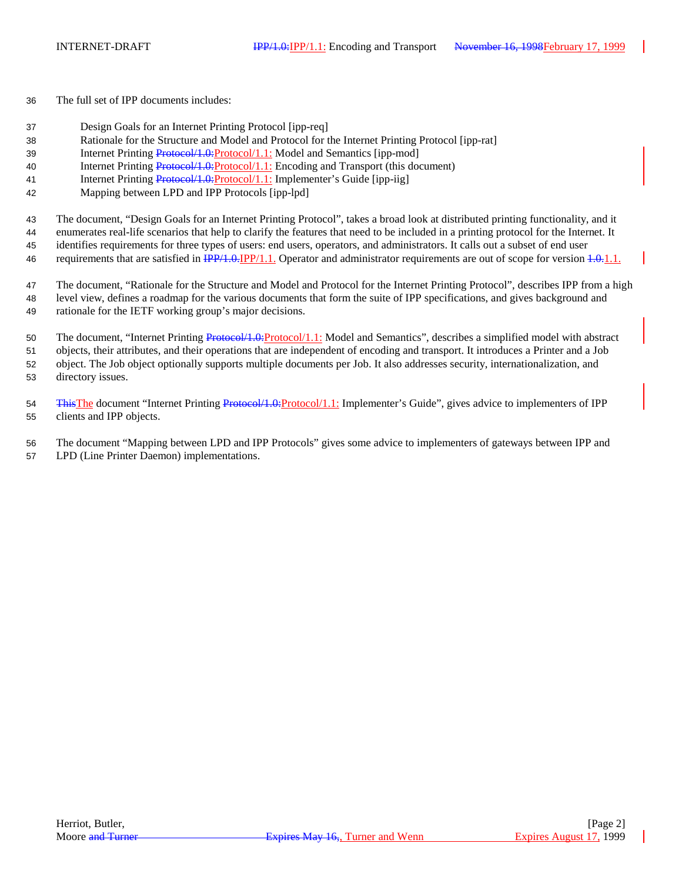The full set of IPP documents includes:

- Design Goals for an Internet Printing Protocol [ipp-req]
- Rationale for the Structure and Model and Protocol for the Internet Printing Protocol [ipp-rat]
- Internet Printing ~~Protocol/1.0:~~Protocol/1.1: Model and Semantics [ipp-mod]
- Internet Printing ~~Protocol/1.0:~~Protocol/1.1: Encoding and Transport (this document)
- Internet Printing ~~Protocol/1.0:~~Protocol/1.1: Implementer's Guide [ipp-iig]
- Mapping between LPD and IPP Protocols [ipp-lpd]

The document, "Design Goals for an Internet Printing Protocol", takes a broad look at distributed printing functionality, and it enumerates real-life scenarios that help to clarify the features that need to be included in a printing protocol for the Internet. It identifies requirements for three types of users: end users, operators, and administrators. It calls out a subset of end user requirements that are satisfied in ~~IPP/1.0.~~IPP/1.1. Operator and administrator requirements are out of scope for version ~~1.0.~~1.1.

The document, "Rationale for the Structure and Model and Protocol for the Internet Printing Protocol", describes IPP from a high level view, defines a roadmap for the various documents that form the suite of IPP specifications, and gives background and rationale for the IETF working group's major decisions.

The document, "Internet Printing ~~Protocol/1.0:~~Protocol/1.1: Model and Semantics", describes a simplified model with abstract objects, their attributes, and their operations that are independent of encoding and transport. It introduces a Printer and a Job object. The Job object optionally supports multiple documents per Job. It also addresses security, internationalization, and directory issues.

~~This~~The document "Internet Printing ~~Protocol/1.0:~~Protocol/1.1: Implementer's Guide", gives advice to implementers of IPP clients and IPP objects.

The document "Mapping between LPD and IPP Protocols" gives some advice to implementers of gateways between IPP and LPD (Line Printer Daemon) implementations.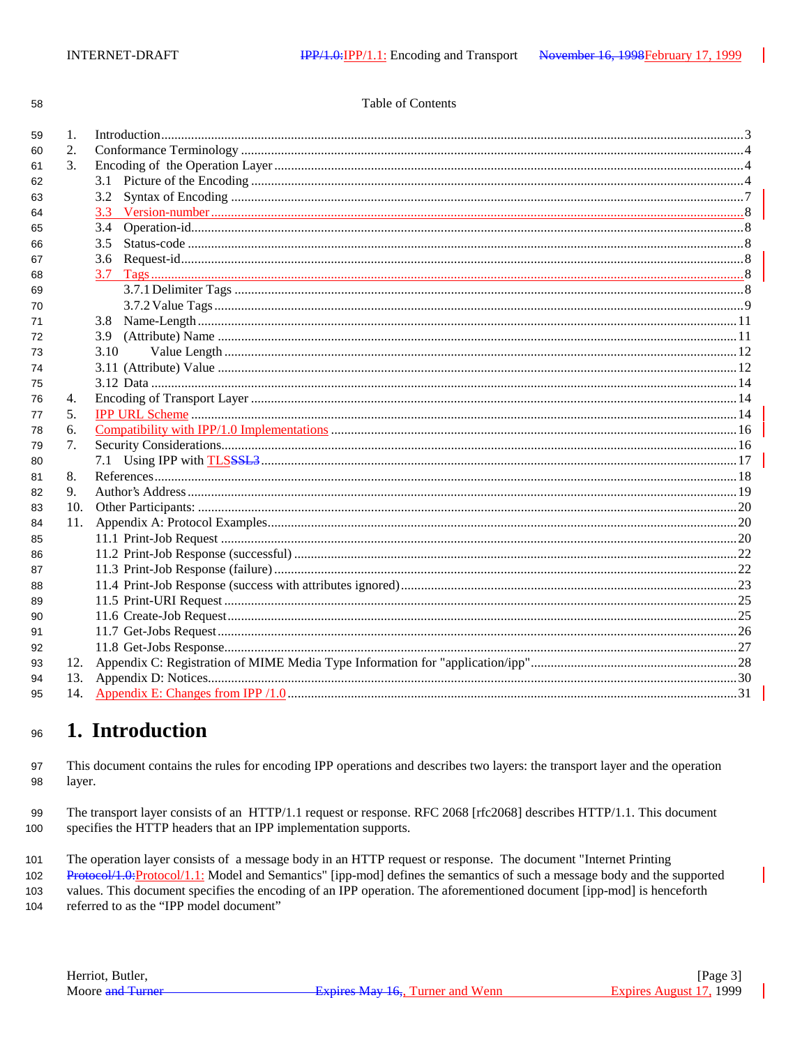Table of Contents

1. Introduction ....................................................................................................................................................3
2. Conformance Terminology ............................................................................................................................4
3. Encoding of the Operation Layer ..................................................................................................................4
   - 3.1 Picture of the Encoding ..........................................................................................................................4
   - 3.2 Syntax of Encoding .................................................................................................................................7
   - 3.3 Version-number .......................................................................................................................................8
   - 3.4 Operation-id.............................................................................................................................................8
   - 3.5 Status-code ..............................................................................................................................................8
   - 3.6 Request-id................................................................................................................................................8
   - 3.7 Tags..........................................................................................................................................................8
     - 3.7.1 Delimiter Tags ....................................................................................................................................8
     - 3.7.2 Value Tags ..........................................................................................................................................9
   - 3.8 Name-Length .........................................................................................................................................11
   - 3.9 (Attribute) Name ...................................................................................................................................11
   - 3.10 Value Length .......................................................................................................................................12
   - 3.11 (Attribute) Value ..................................................................................................................................12
   - 3.12 Data .....................................................................................................................................................14
4. Encoding of Transport Layer .......................................................................................................................14
5. IPP URL Scheme .........................................................................................................................................14
6. Compatibility with IPP/1.0 Implementations ..............................................................................................16
7. Security Considerations................................................................................................................................16
   - 7.1 Using IPP with TLS~~SSL3~~ ..................................................................................................................17
8. References.....................................................................................................................................................18
9. Author's Address ..........................................................................................................................................19
10. Other Participants: .......................................................................................................................................20
11. Appendix A: Protocol Examples.................................................................................................................20
    - 11.1 Print-Job Request ................................................................................................................................20
    - 11.2 Print-Job Response (successful) .........................................................................................................22
    - 11.3 Print-Job Response (failure) ...............................................................................................................22
    - 11.4 Print-Job Response (success with attributes ignored).........................................................................23
    - 11.5 Print-URI Request ...............................................................................................................................25
    - 11.6 Create-Job Request..............................................................................................................................25
    - 11.7 Get-Jobs Request.................................................................................................................................26
    - 11.8 Get-Jobs Response...............................................................................................................................27
12. Appendix C: Registration of MIME Media Type Information for "application/ipp"..................................28
13. Appendix D: Notices...................................................................................................................................30
14. Appendix E: Changes from IPP /1.0 ...........................................................................................................31

# 1. Introduction

This document contains the rules for encoding IPP operations and describes two layers: the transport layer and the operation layer.

The transport layer consists of an HTTP/1.1 request or response. RFC 2068 [rfc2068] describes HTTP/1.1. This document specifies the HTTP headers that an IPP implementation supports.

The operation layer consists of a message body in an HTTP request or response. The document "Internet Printing ~~Protocol/1.0:~~Protocol/1.1: Model and Semantics" [ipp-mod] defines the semantics of such a message body and the supported values. This document specifies the encoding of an IPP operation. The aforementioned document [ipp-mod] is henceforth referred to as the "IPP model document"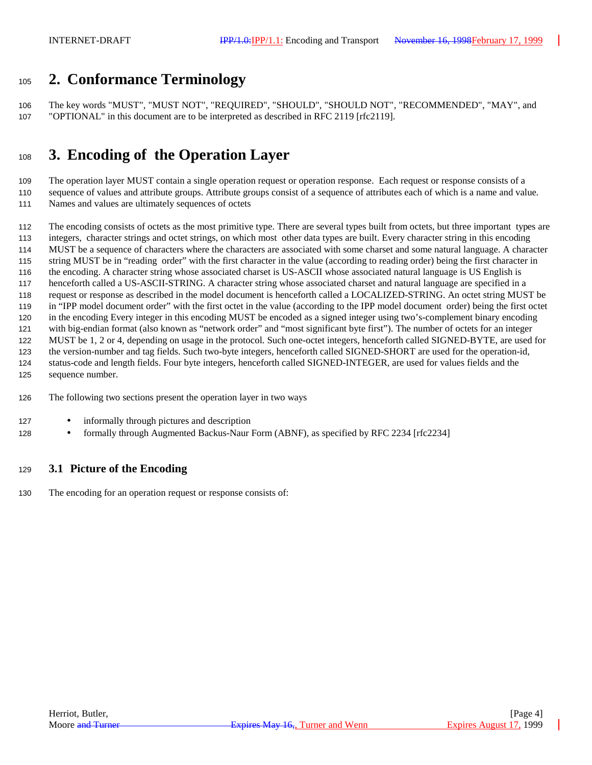## 2. Conformance Terminology

The key words "MUST", "MUST NOT", "REQUIRED", "SHOULD", "SHOULD NOT", "RECOMMENDED", "MAY", and "OPTIONAL" in this document are to be interpreted as described in RFC 2119 [rfc2119].

## 3. Encoding of the Operation Layer

The operation layer MUST contain a single operation request or operation response. Each request or response consists of a sequence of values and attribute groups. Attribute groups consist of a sequence of attributes each of which is a name and value. Names and values are ultimately sequences of octets

The encoding consists of octets as the most primitive type. There are several types built from octets, but three important types are integers, character strings and octet strings, on which most other data types are built. Every character string in this encoding MUST be a sequence of characters where the characters are associated with some charset and some natural language. A character string MUST be in "reading order" with the first character in the value (according to reading order) being the first character in the encoding. A character string whose associated charset is US-ASCII whose associated natural language is US English is henceforth called a US-ASCII-STRING. A character string whose associated charset and natural language are specified in a request or response as described in the model document is henceforth called a LOCALIZED-STRING. An octet string MUST be in "IPP model document order" with the first octet in the value (according to the IPP model document order) being the first octet in the encoding Every integer in this encoding MUST be encoded as a signed integer using two's-complement binary encoding with big-endian format (also known as "network order" and "most significant byte first"). The number of octets for an integer MUST be 1, 2 or 4, depending on usage in the protocol. Such one-octet integers, henceforth called SIGNED-BYTE, are used for the version-number and tag fields. Such two-byte integers, henceforth called SIGNED-SHORT are used for the operation-id, status-code and length fields. Four byte integers, henceforth called SIGNED-INTEGER, are used for values fields and the sequence number.

The following two sections present the operation layer in two ways

- informally through pictures and description
- formally through Augmented Backus-Naur Form (ABNF), as specified by RFC 2234 [rfc2234]

### 3.1 Picture of the Encoding

The encoding for an operation request or response consists of: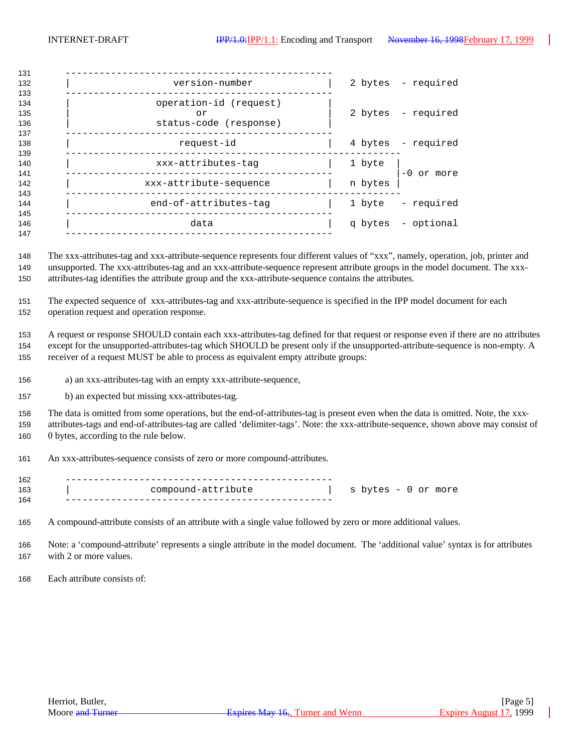```
-----------------------------------------------
|            version-number                   |   2 bytes  - required
-----------------------------------------------
|          operation-id (request)             |
|                  or                         |   2 bytes  - required
|          status-code (response)             |
-----------------------------------------------
|              request-id                     |   4 bytes  - required
-----------------------------------------------------------
|          xxx-attributes-tag                 |   1 byte  |
-----------------------------------------------           |-0 or more
|        xxx-attribute-sequence               |   n bytes |
-----------------------------------------------------------
|          end-of-attributes-tag              |   1 byte   - required
-----------------------------------------------
|                 data                        |   q bytes  - optional
-----------------------------------------------
```

The xxx-attributes-tag and xxx-attribute-sequence represents four different values of "xxx", namely, operation, job, printer and unsupported. The xxx-attributes-tag and an xxx-attribute-sequence represent attribute groups in the model document. The xxx-attributes-tag identifies the attribute group and the xxx-attribute-sequence contains the attributes.

The expected sequence of xxx-attributes-tag and xxx-attribute-sequence is specified in the IPP model document for each operation request and operation response.

A request or response SHOULD contain each xxx-attributes-tag defined for that request or response even if there are no attributes except for the unsupported-attributes-tag which SHOULD be present only if the unsupported-attribute-sequence is non-empty. A receiver of a request MUST be able to process as equivalent empty attribute groups:

a) an xxx-attributes-tag with an empty xxx-attribute-sequence,

b) an expected but missing xxx-attributes-tag.

The data is omitted from some operations, but the end-of-attributes-tag is present even when the data is omitted. Note, the xxx-attributes-tags and end-of-attributes-tag are called 'delimiter-tags'. Note: the xxx-attribute-sequence, shown above may consist of 0 bytes, according to the rule below.

An xxx-attributes-sequence consists of zero or more compound-attributes.

```
-----------------------------------------------
|          compound-attribute                 |   s bytes - 0 or more
-----------------------------------------------
```

A compound-attribute consists of an attribute with a single value followed by zero or more additional values.

Note: a 'compound-attribute' represents a single attribute in the model document. The 'additional value' syntax is for attributes with 2 or more values.

Each attribute consists of: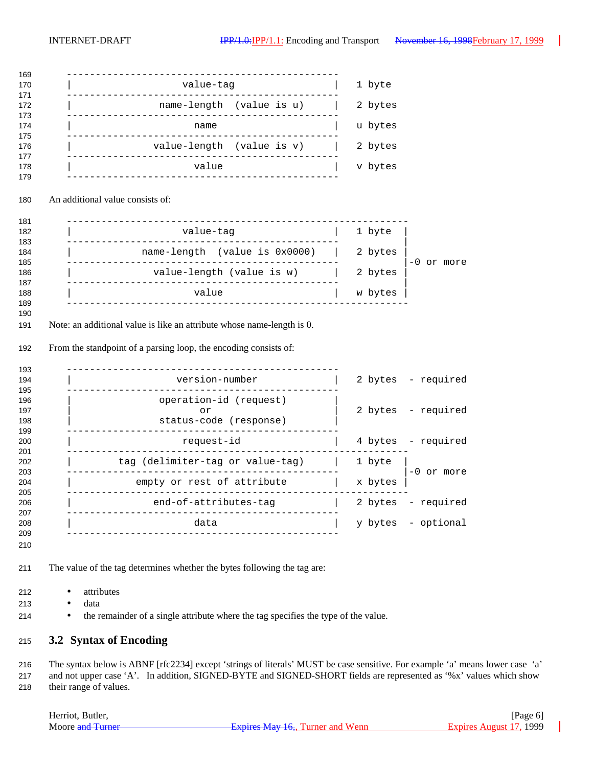```
-----------------------------------------------
|                  value-tag                  |   1 byte
-----------------------------------------------
|          name-length  (value is u)          |   2 bytes
-----------------------------------------------
|                     name                    |   u bytes
-----------------------------------------------
|         value-length  (value is v)          |   2 bytes
-----------------------------------------------
|                     value                   |   v bytes
-----------------------------------------------
```

An additional value consists of:

```
-----------------------------------------------------------
|                  value-tag                  |   1 byte  |
-----------------------------------------------           |
|        name-length  (value is 0x0000)       |   2 bytes |
-----------------------------------------------           |-0 or more
|         value-length (value is w)           |   2 bytes |
-----------------------------------------------           |
|                     value                   |   w bytes |
-----------------------------------------------------------
```

Note: an additional value is like an attribute whose name-length is 0.

From the standpoint of a parsing loop, the encoding consists of:

```
-----------------------------------------------
|                version-number               |   2 bytes  - required
-----------------------------------------------
|            operation-id (request)           |
|                      or                     |   2 bytes  - required
|            status-code (response)           |
-----------------------------------------------
|                  request-id                 |   4 bytes  - required
-----------------------------------------------------------
|       tag (delimiter-tag or value-tag)      |   1 byte  |
-----------------------------------------------           |-0 or more
|          empty or rest of attribute         |   x bytes |
-----------------------------------------------------------
|            end-of-attributes-tag            |   2 bytes  - required
-----------------------------------------------
|                     data                    |   y bytes  - optional
-----------------------------------------------
```

The value of the tag determines whether the bytes following the tag are:

- attributes
- data
- the remainder of a single attribute where the tag specifies the type of the value.

## 3.2 Syntax of Encoding

The syntax below is ABNF [rfc2234] except 'strings of literals' MUST be case sensitive. For example 'a' means lower case 'a' and not upper case 'A'. In addition, SIGNED-BYTE and SIGNED-SHORT fields are represented as '%x' values which show their range of values.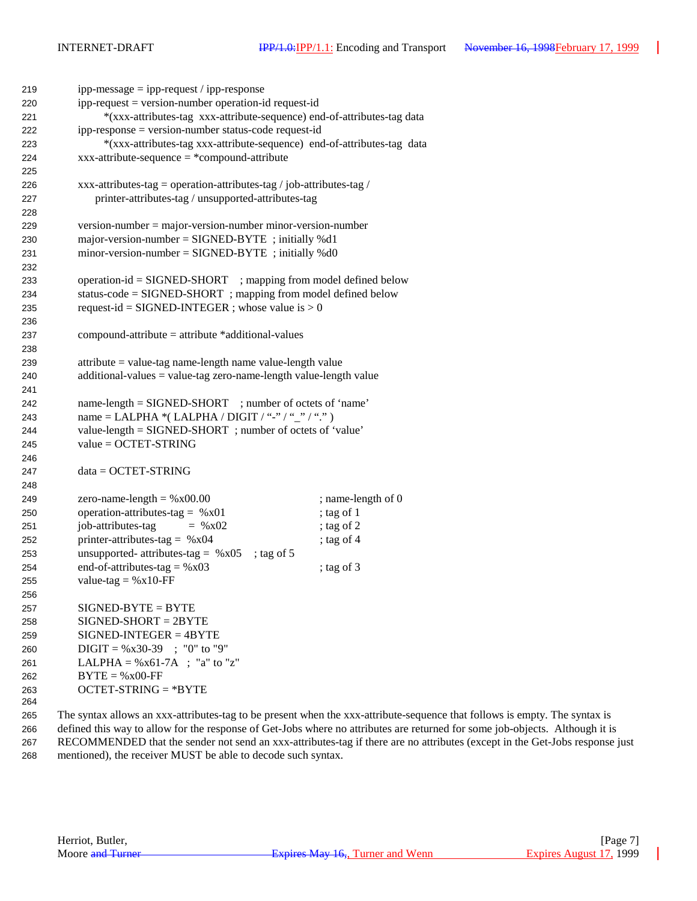```
ipp-message = ipp-request / ipp-response
ipp-request = version-number operation-id request-id
      *(xxx-attributes-tag  xxx-attribute-sequence) end-of-attributes-tag data
ipp-response = version-number status-code request-id
      *(xxx-attributes-tag xxx-attribute-sequence)  end-of-attributes-tag  data
xxx-attribute-sequence = *compound-attribute

xxx-attributes-tag = operation-attributes-tag / job-attributes-tag /
    printer-attributes-tag / unsupported-attributes-tag

version-number = major-version-number minor-version-number
major-version-number = SIGNED-BYTE  ; initially %d1
minor-version-number = SIGNED-BYTE  ; initially %d0

operation-id = SIGNED-SHORT    ; mapping from model defined below
status-code = SIGNED-SHORT  ; mapping from model defined below
request-id = SIGNED-INTEGER ; whose value is > 0

compound-attribute = attribute *additional-values

attribute = value-tag name-length name value-length value
additional-values = value-tag zero-name-length value-length value

name-length = SIGNED-SHORT    ; number of octets of 'name'
name = LALPHA *( LALPHA / DIGIT / "-" / "_" / "." )
value-length = SIGNED-SHORT  ; number of octets of 'value'
value = OCTET-STRING

data = OCTET-STRING

zero-name-length = %x00.00                      ; name-length of 0
operation-attributes-tag =  %x01                ; tag of 1
job-attributes-tag        =  %x02               ; tag of 2
printer-attributes-tag =  %x04                  ; tag of 4
unsupported- attributes-tag =  %x05    ; tag of 5
end-of-attributes-tag = %x03                    ; tag of 3
value-tag = %x10-FF

SIGNED-BYTE = BYTE
SIGNED-SHORT = 2BYTE
SIGNED-INTEGER = 4BYTE
DIGIT = %x30-39   ;  "0" to "9"
LALPHA = %x61-7A   ;  "a" to "z"
BYTE = %x00-FF
OCTET-STRING = *BYTE
```

The syntax allows an xxx-attributes-tag to be present when the xxx-attribute-sequence that follows is empty. The syntax is defined this way to allow for the response of Get-Jobs where no attributes are returned for some job-objects. Although it is RECOMMENDED that the sender not send an xxx-attributes-tag if there are no attributes (except in the Get-Jobs response just mentioned), the receiver MUST be able to decode such syntax.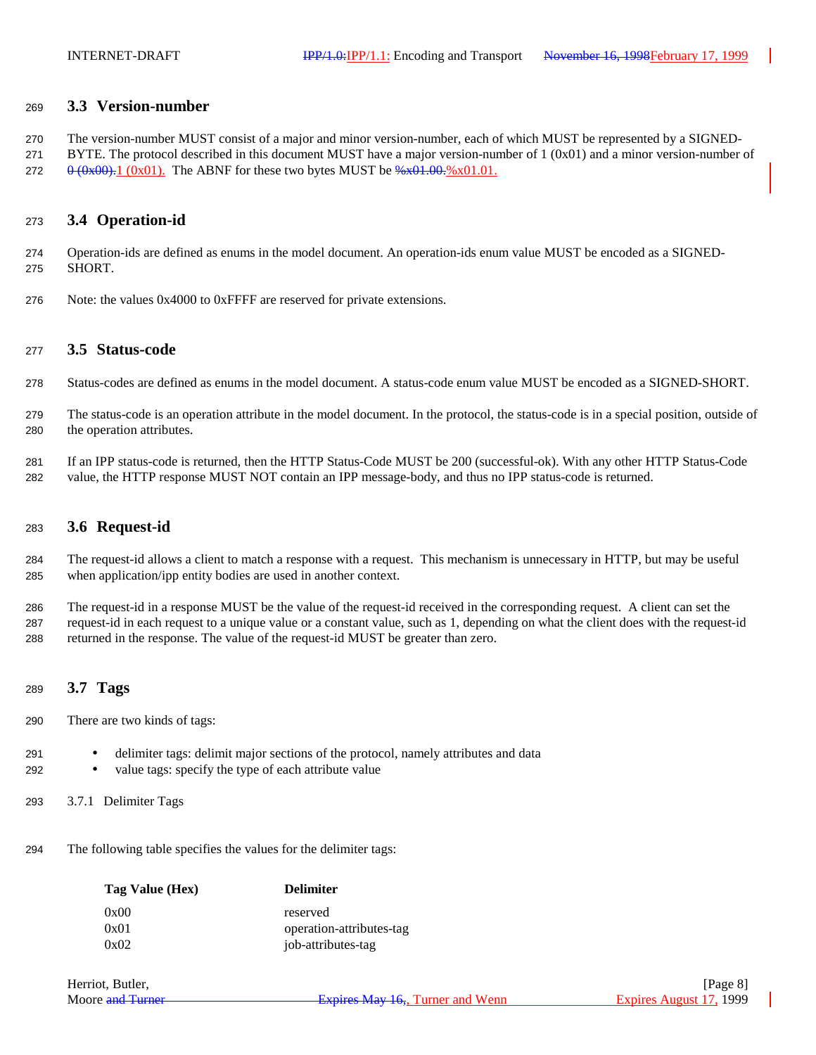## 3.3 Version-number

The version-number MUST consist of a major and minor version-number, each of which MUST be represented by a SIGNED-BYTE. The protocol described in this document MUST have a major version-number of 1 (0x01) and a minor version-number of ~~0 (0x00).~~1 (0x01). The ABNF for these two bytes MUST be ~~%x01.00.~~%x01.01.

## 3.4 Operation-id

Operation-ids are defined as enums in the model document. An operation-ids enum value MUST be encoded as a SIGNED-SHORT.

Note: the values 0x4000 to 0xFFFF are reserved for private extensions.

## 3.5 Status-code

Status-codes are defined as enums in the model document. A status-code enum value MUST be encoded as a SIGNED-SHORT.

The status-code is an operation attribute in the model document. In the protocol, the status-code is in a special position, outside of the operation attributes.

If an IPP status-code is returned, then the HTTP Status-Code MUST be 200 (successful-ok). With any other HTTP Status-Code value, the HTTP response MUST NOT contain an IPP message-body, and thus no IPP status-code is returned.

## 3.6 Request-id

The request-id allows a client to match a response with a request. This mechanism is unnecessary in HTTP, but may be useful when application/ipp entity bodies are used in another context.

The request-id in a response MUST be the value of the request-id received in the corresponding request. A client can set the request-id in each request to a unique value or a constant value, such as 1, depending on what the client does with the request-id returned in the response. The value of the request-id MUST be greater than zero.

## 3.7 Tags

There are two kinds of tags:

- delimiter tags: delimit major sections of the protocol, namely attributes and data
- value tags: specify the type of each attribute value

### 3.7.1 Delimiter Tags

The following table specifies the values for the delimiter tags:

| Tag Value (Hex) | Delimiter |
|---|---|
| 0x00 | reserved |
| 0x01 | operation-attributes-tag |
| 0x02 | job-attributes-tag |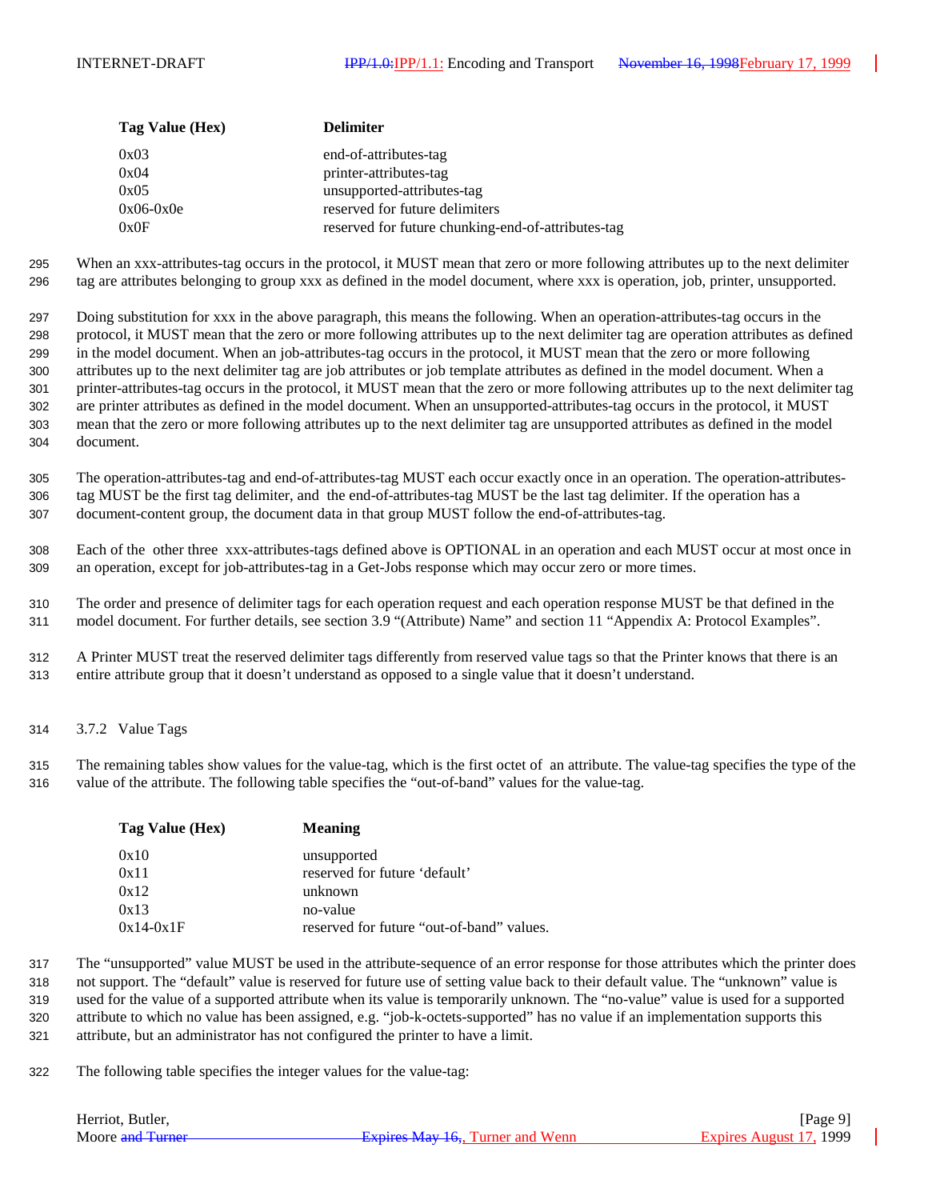| Tag Value (Hex) | Delimiter |
| --- | --- |
| 0x03 | end-of-attributes-tag |
| 0x04 | printer-attributes-tag |
| 0x05 | unsupported-attributes-tag |
| 0x06-0x0e | reserved for future delimiters |
| 0x0F | reserved for future chunking-end-of-attributes-tag |

When an xxx-attributes-tag occurs in the protocol, it MUST mean that zero or more following attributes up to the next delimiter tag are attributes belonging to group xxx as defined in the model document, where xxx is operation, job, printer, unsupported.

Doing substitution for xxx in the above paragraph, this means the following. When an operation-attributes-tag occurs in the protocol, it MUST mean that the zero or more following attributes up to the next delimiter tag are operation attributes as defined in the model document. When an job-attributes-tag occurs in the protocol, it MUST mean that the zero or more following attributes up to the next delimiter tag are job attributes or job template attributes as defined in the model document. When a printer-attributes-tag occurs in the protocol, it MUST mean that the zero or more following attributes up to the next delimiter tag are printer attributes as defined in the model document. When an unsupported-attributes-tag occurs in the protocol, it MUST mean that the zero or more following attributes up to the next delimiter tag are unsupported attributes as defined in the model document.

The operation-attributes-tag and end-of-attributes-tag MUST each occur exactly once in an operation. The operation-attributes-tag MUST be the first tag delimiter, and the end-of-attributes-tag MUST be the last tag delimiter. If the operation has a document-content group, the document data in that group MUST follow the end-of-attributes-tag.

Each of the other three xxx-attributes-tags defined above is OPTIONAL in an operation and each MUST occur at most once in an operation, except for job-attributes-tag in a Get-Jobs response which may occur zero or more times.

The order and presence of delimiter tags for each operation request and each operation response MUST be that defined in the model document. For further details, see section 3.9 "(Attribute) Name" and section 11 "Appendix A: Protocol Examples".

A Printer MUST treat the reserved delimiter tags differently from reserved value tags so that the Printer knows that there is an entire attribute group that it doesn't understand as opposed to a single value that it doesn't understand.

### 3.7.2 Value Tags

The remaining tables show values for the value-tag, which is the first octet of an attribute. The value-tag specifies the type of the value of the attribute. The following table specifies the "out-of-band" values for the value-tag.

| Tag Value (Hex) | Meaning |
| --- | --- |
| 0x10 | unsupported |
| 0x11 | reserved for future 'default' |
| 0x12 | unknown |
| 0x13 | no-value |
| 0x14-0x1F | reserved for future "out-of-band" values. |

The "unsupported" value MUST be used in the attribute-sequence of an error response for those attributes which the printer does not support. The "default" value is reserved for future use of setting value back to their default value. The "unknown" value is used for the value of a supported attribute when its value is temporarily unknown. The "no-value" value is used for a supported attribute to which no value has been assigned, e.g. "job-k-octets-supported" has no value if an implementation supports this attribute, but an administrator has not configured the printer to have a limit.

The following table specifies the integer values for the value-tag: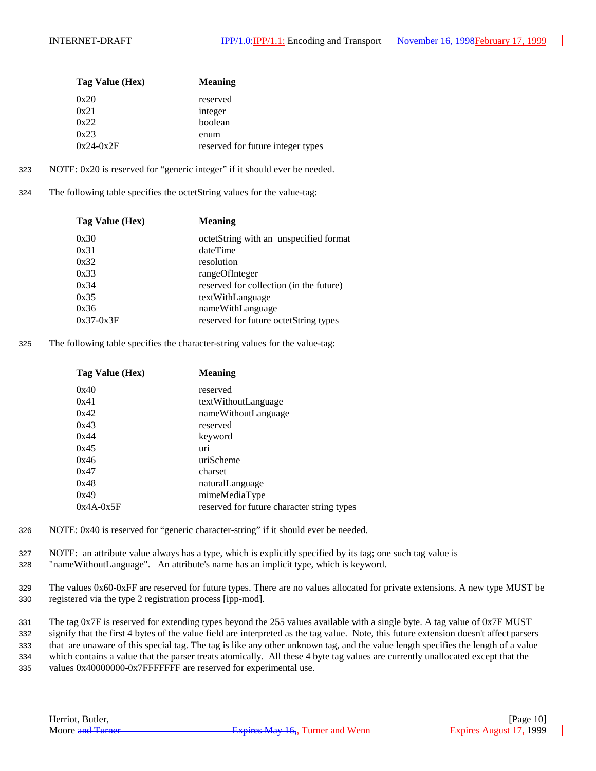| Tag Value (Hex) | Meaning |
| --- | --- |
| 0x20 | reserved |
| 0x21 | integer |
| 0x22 | boolean |
| 0x23 | enum |
| 0x24-0x2F | reserved for future integer types |

323 NOTE: 0x20 is reserved for "generic integer" if it should ever be needed.

324 The following table specifies the octetString values for the value-tag:

| Tag Value (Hex) | Meaning |
| --- | --- |
| 0x30 | octetString with an unspecified format |
| 0x31 | dateTime |
| 0x32 | resolution |
| 0x33 | rangeOfInteger |
| 0x34 | reserved for collection (in the future) |
| 0x35 | textWithLanguage |
| 0x36 | nameWithLanguage |
| 0x37-0x3F | reserved for future octetString types |

325 The following table specifies the character-string values for the value-tag:

| Tag Value (Hex) | Meaning |
| --- | --- |
| 0x40 | reserved |
| 0x41 | textWithoutLanguage |
| 0x42 | nameWithoutLanguage |
| 0x43 | reserved |
| 0x44 | keyword |
| 0x45 | uri |
| 0x46 | uriScheme |
| 0x47 | charset |
| 0x48 | naturalLanguage |
| 0x49 | mimeMediaType |
| 0x4A-0x5F | reserved for future character string types |

326 NOTE: 0x40 is reserved for "generic character-string" if it should ever be needed.

327 NOTE: an attribute value always has a type, which is explicitly specified by its tag; one such tag value is
328 "nameWithoutLanguage". An attribute's name has an implicit type, which is keyword.

329 The values 0x60-0xFF are reserved for future types. There are no values allocated for private extensions. A new type MUST be
330 registered via the type 2 registration process [ipp-mod].

331 The tag 0x7F is reserved for extending types beyond the 255 values available with a single byte. A tag value of 0x7F MUST
332 signify that the first 4 bytes of the value field are interpreted as the tag value. Note, this future extension doesn't affect parsers
333 that are unaware of this special tag. The tag is like any other unknown tag, and the value length specifies the length of a value
334 which contains a value that the parser treats atomically. All these 4 byte tag values are currently unallocated except that the
335 values 0x40000000-0x7FFFFFFF are reserved for experimental use.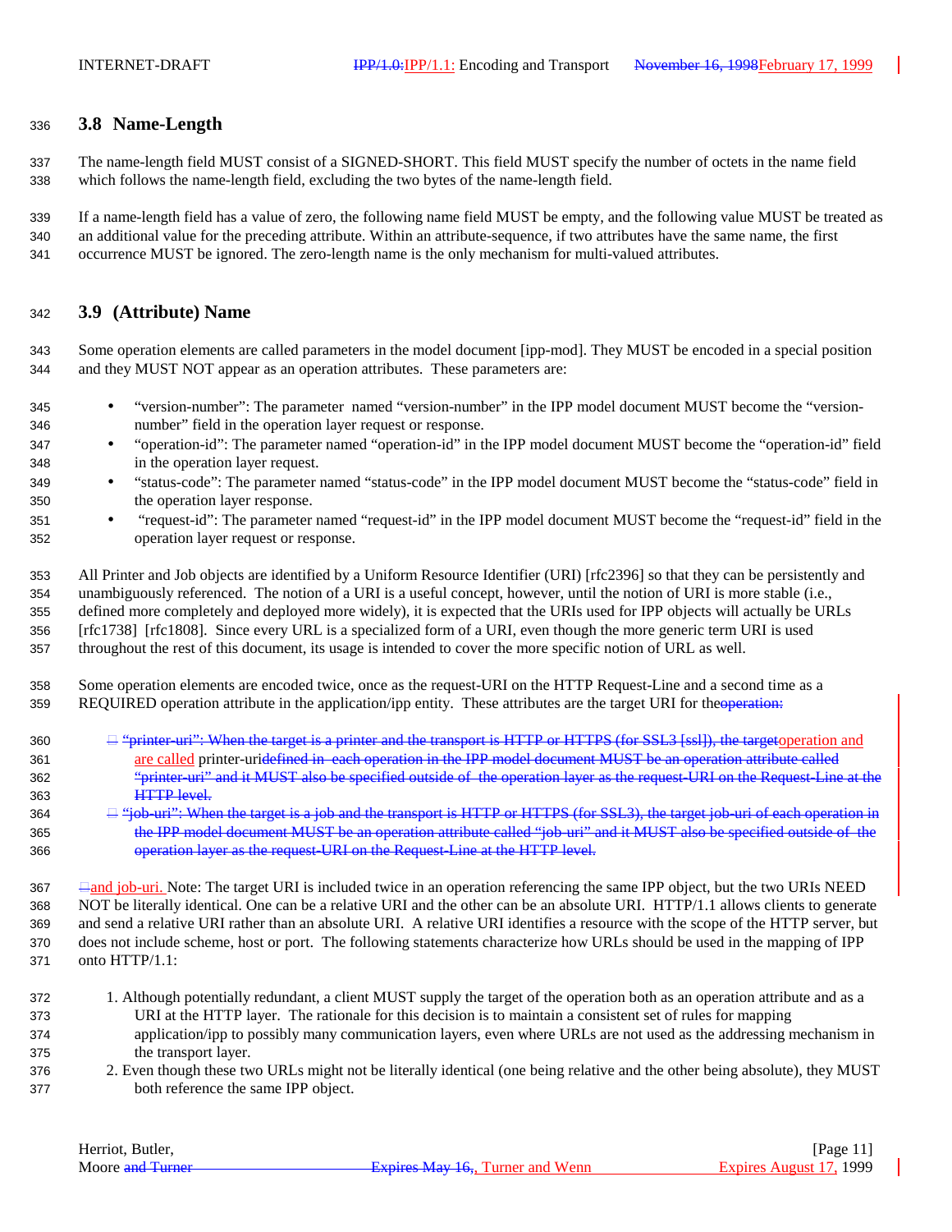### 3.8 Name-Length

The name-length field MUST consist of a SIGNED-SHORT. This field MUST specify the number of octets in the name field which follows the name-length field, excluding the two bytes of the name-length field.

If a name-length field has a value of zero, the following name field MUST be empty, and the following value MUST be treated as an additional value for the preceding attribute. Within an attribute-sequence, if two attributes have the same name, the first occurrence MUST be ignored. The zero-length name is the only mechanism for multi-valued attributes.

### 3.9 (Attribute) Name

Some operation elements are called parameters in the model document [ipp-mod]. They MUST be encoded in a special position and they MUST NOT appear as an operation attributes. These parameters are:

- "version-number": The parameter named "version-number" in the IPP model document MUST become the "version-number" field in the operation layer request or response.
- "operation-id": The parameter named "operation-id" in the IPP model document MUST become the "operation-id" field in the operation layer request.
- "status-code": The parameter named "status-code" in the IPP model document MUST become the "status-code" field in the operation layer response.
- "request-id": The parameter named "request-id" in the IPP model document MUST become the "request-id" field in the operation layer request or response.

All Printer and Job objects are identified by a Uniform Resource Identifier (URI) [rfc2396] so that they can be persistently and unambiguously referenced. The notion of a URI is a useful concept, however, until the notion of URI is more stable (i.e., defined more completely and deployed more widely), it is expected that the URIs used for IPP objects will actually be URLs [rfc1738] [rfc1808]. Since every URL is a specialized form of a URI, even though the more generic term URI is used throughout the rest of this document, its usage is intended to cover the more specific notion of URL as well.

Some operation elements are encoded twice, once as the request-URI on the HTTP Request-Line and a second time as a REQUIRED operation attribute in the application/ipp entity. These attributes are the target URI for the~~operation:~~

~~"printer-uri": When the target is a printer and the transport is HTTP or HTTPS (for SSL3 [ssl]), the target~~operation and are called printer-uri~~defined in each operation in the IPP model document MUST be an operation attribute called "printer-uri" and it MUST also be specified outside of the operation layer as the request-URI on the Request-Line at the HTTP level.~~

~~"job-uri": When the target is a job and the transport is HTTP or HTTPS (for SSL3), the target job-uri of each operation in the IPP model document MUST be an operation attribute called "job-uri" and it MUST also be specified outside of the operation layer as the request-URI on the Request-Line at the HTTP level.~~

and job-uri. Note: The target URI is included twice in an operation referencing the same IPP object, but the two URIs NEED NOT be literally identical. One can be a relative URI and the other can be an absolute URI. HTTP/1.1 allows clients to generate and send a relative URI rather than an absolute URI. A relative URI identifies a resource with the scope of the HTTP server, but does not include scheme, host or port. The following statements characterize how URLs should be used in the mapping of IPP onto HTTP/1.1:

1. Although potentially redundant, a client MUST supply the target of the operation both as an operation attribute and as a URI at the HTTP layer. The rationale for this decision is to maintain a consistent set of rules for mapping application/ipp to possibly many communication layers, even where URLs are not used as the addressing mechanism in the transport layer.
2. Even though these two URLs might not be literally identical (one being relative and the other being absolute), they MUST both reference the same IPP object.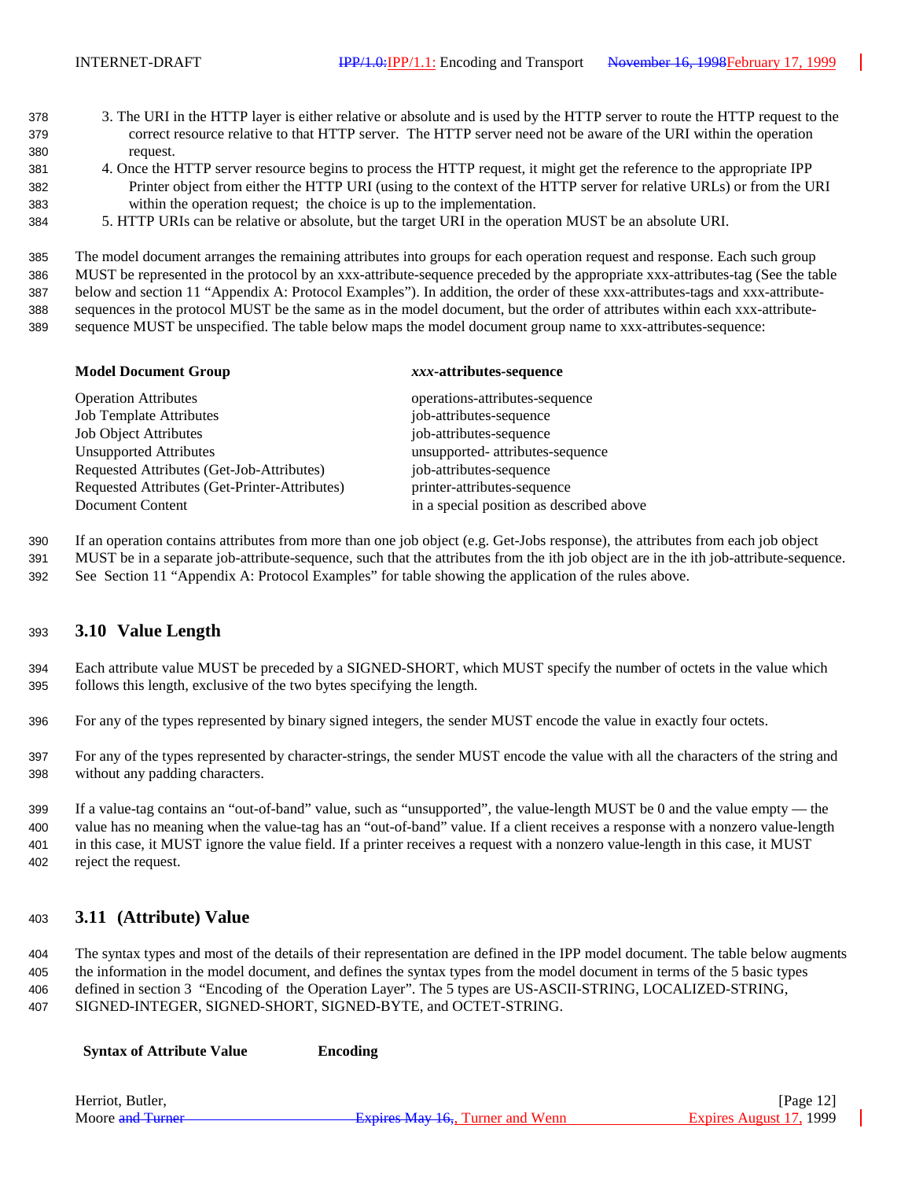3. The URI in the HTTP layer is either relative or absolute and is used by the HTTP server to route the HTTP request to the correct resource relative to that HTTP server. The HTTP server need not be aware of the URI within the operation request.
4. Once the HTTP server resource begins to process the HTTP request, it might get the reference to the appropriate IPP Printer object from either the HTTP URI (using to the context of the HTTP server for relative URLs) or from the URI within the operation request; the choice is up to the implementation.
5. HTTP URIs can be relative or absolute, but the target URI in the operation MUST be an absolute URI.

The model document arranges the remaining attributes into groups for each operation request and response. Each such group MUST be represented in the protocol by an xxx-attribute-sequence preceded by the appropriate xxx-attributes-tag (See the table below and section 11 "Appendix A: Protocol Examples"). In addition, the order of these xxx-attributes-tags and xxx-attribute-sequences in the protocol MUST be the same as in the model document, but the order of attributes within each xxx-attribute-sequence MUST be unspecified. The table below maps the model document group name to xxx-attributes-sequence:

| Model Document Group | *xxx*-attributes-sequence |
|---|---|
| Operation Attributes | operations-attributes-sequence |
| Job Template Attributes | job-attributes-sequence |
| Job Object Attributes | job-attributes-sequence |
| Unsupported Attributes | unsupported- attributes-sequence |
| Requested Attributes (Get-Job-Attributes) | job-attributes-sequence |
| Requested Attributes (Get-Printer-Attributes) | printer-attributes-sequence |
| Document Content | in a special position as described above |

If an operation contains attributes from more than one job object (e.g. Get-Jobs response), the attributes from each job object MUST be in a separate job-attribute-sequence, such that the attributes from the ith job object are in the ith job-attribute-sequence. See Section 11 "Appendix A: Protocol Examples" for table showing the application of the rules above.

## 3.10 Value Length

Each attribute value MUST be preceded by a SIGNED-SHORT, which MUST specify the number of octets in the value which follows this length, exclusive of the two bytes specifying the length.

For any of the types represented by binary signed integers, the sender MUST encode the value in exactly four octets.

For any of the types represented by character-strings, the sender MUST encode the value with all the characters of the string and without any padding characters.

If a value-tag contains an "out-of-band" value, such as "unsupported", the value-length MUST be 0 and the value empty — the value has no meaning when the value-tag has an "out-of-band" value. If a client receives a response with a nonzero value-length in this case, it MUST ignore the value field. If a printer receives a request with a nonzero value-length in this case, it MUST reject the request.

## 3.11 (Attribute) Value

The syntax types and most of the details of their representation are defined in the IPP model document. The table below augments the information in the model document, and defines the syntax types from the model document in terms of the 5 basic types defined in section 3 "Encoding of the Operation Layer". The 5 types are US-ASCII-STRING, LOCALIZED-STRING, SIGNED-INTEGER, SIGNED-SHORT, SIGNED-BYTE, and OCTET-STRING.

| Syntax of Attribute Value | Encoding |
|---|---|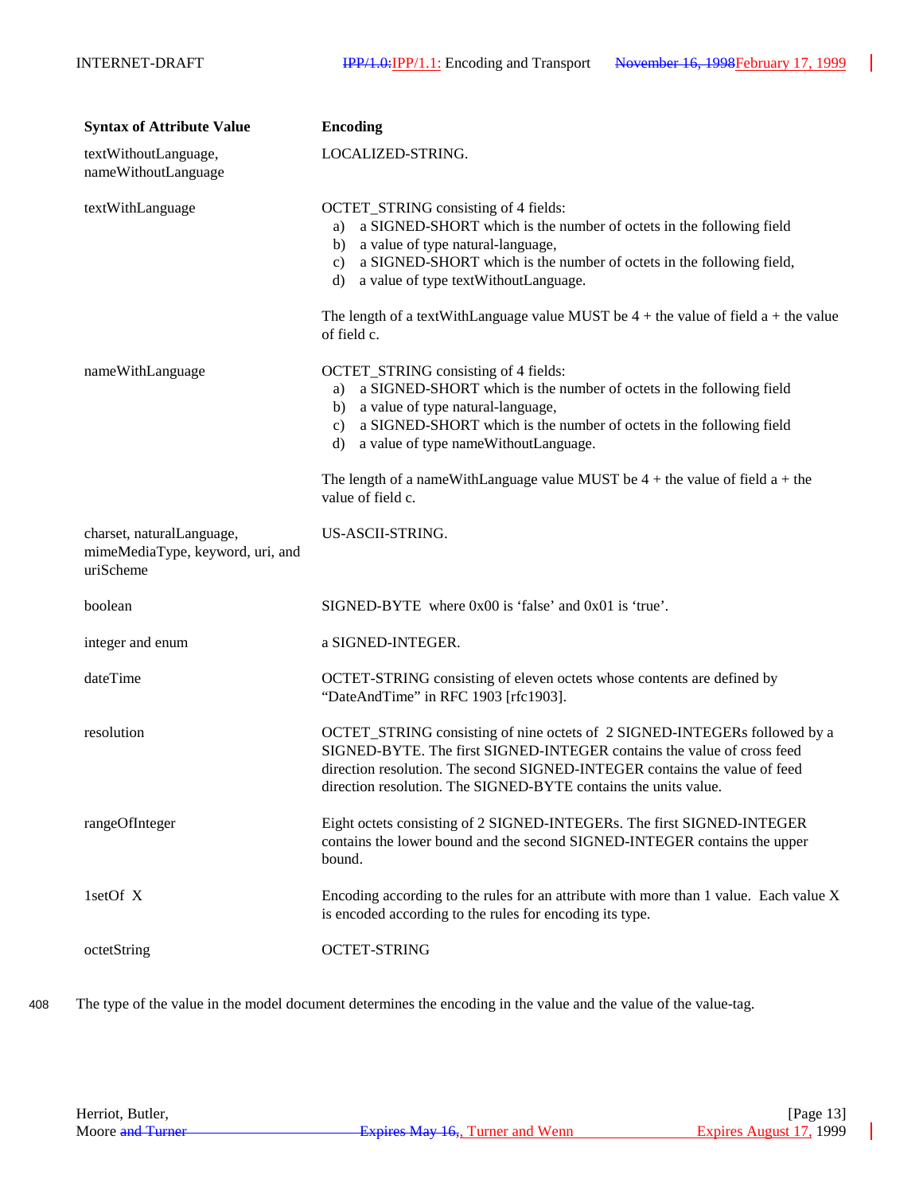| Syntax of Attribute Value | Encoding |
| --- | --- |
| textWithoutLanguage, nameWithoutLanguage | LOCALIZED-STRING. |
| textWithLanguage | OCTET_STRING consisting of 4 fields: a) a SIGNED-SHORT which is the number of octets in the following field b) a value of type natural-language, c) a SIGNED-SHORT which is the number of octets in the following field, d) a value of type textWithoutLanguage. The length of a textWithLanguage value MUST be 4 + the value of field a + the value of field c. |
| nameWithLanguage | OCTET_STRING consisting of 4 fields: a) a SIGNED-SHORT which is the number of octets in the following field b) a value of type natural-language, c) a SIGNED-SHORT which is the number of octets in the following field d) a value of type nameWithoutLanguage. The length of a nameWithLanguage value MUST be 4 + the value of field a + the value of field c. |
| charset, naturalLanguage, mimeMediaType, keyword, uri, and uriScheme | US-ASCII-STRING. |
| boolean | SIGNED-BYTE where 0x00 is 'false' and 0x01 is 'true'. |
| integer and enum | a SIGNED-INTEGER. |
| dateTime | OCTET-STRING consisting of eleven octets whose contents are defined by "DateAndTime" in RFC 1903 [rfc1903]. |
| resolution | OCTET_STRING consisting of nine octets of 2 SIGNED-INTEGERs followed by a SIGNED-BYTE. The first SIGNED-INTEGER contains the value of cross feed direction resolution. The second SIGNED-INTEGER contains the value of feed direction resolution. The SIGNED-BYTE contains the units value. |
| rangeOfInteger | Eight octets consisting of 2 SIGNED-INTEGERs. The first SIGNED-INTEGER contains the lower bound and the second SIGNED-INTEGER contains the upper bound. |
| 1setOf X | Encoding according to the rules for an attribute with more than 1 value. Each value X is encoded according to the rules for encoding its type. |
| octetString | OCTET-STRING |

The type of the value in the model document determines the encoding in the value and the value of the value-tag.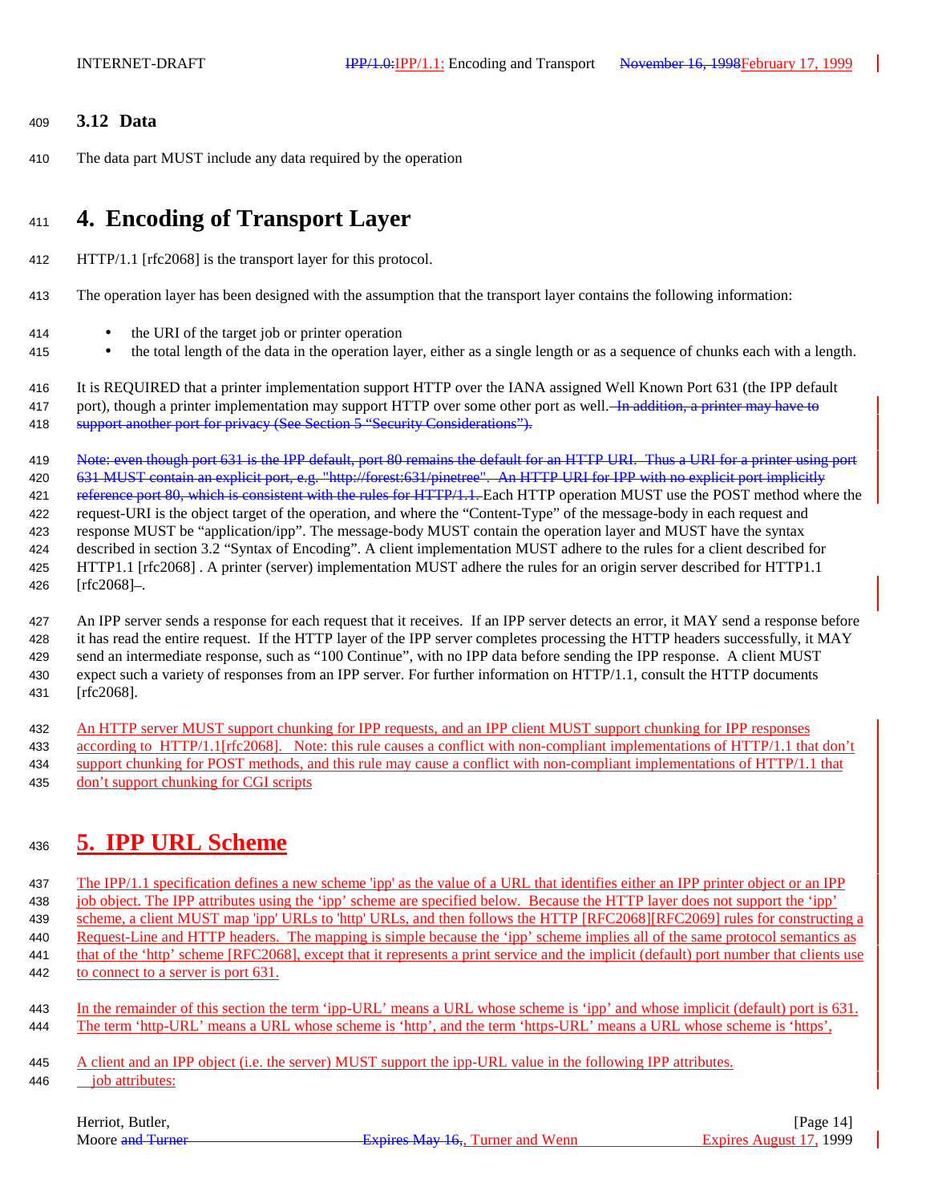### 3.12 Data

The data part MUST include any data required by the operation

# 4. Encoding of Transport Layer

HTTP/1.1 [rfc2068] is the transport layer for this protocol.

The operation layer has been designed with the assumption that the transport layer contains the following information:

- the URI of the target job or printer operation
- the total length of the data in the operation layer, either as a single length or as a sequence of chunks each with a length.

It is REQUIRED that a printer implementation support HTTP over the IANA assigned Well Known Port 631 (the IPP default port), though a printer implementation may support HTTP over some other port as well. ~~In addition, a printer may have to support another port for privacy (See Section 5 "Security Considerations").~~

~~Note: even though port 631 is the IPP default, port 80 remains the default for an HTTP URI. Thus a URI for a printer using port 631 MUST contain an explicit port, e.g. "http://forest:631/pinetree". An HTTP URI for IPP with no explicit port implicitly reference port 80, which is consistent with the rules for HTTP/1.1.~~ Each HTTP operation MUST use the POST method where the request-URI is the object target of the operation, and where the "Content-Type" of the message-body in each request and response MUST be "application/ipp". The message-body MUST contain the operation layer and MUST have the syntax described in section 3.2 "Syntax of Encoding". A client implementation MUST adhere to the rules for a client described for HTTP1.1 [rfc2068] . A printer (server) implementation MUST adhere the rules for an origin server described for HTTP1.1 [rfc2068]~~-~~.

An IPP server sends a response for each request that it receives. If an IPP server detects an error, it MAY send a response before it has read the entire request. If the HTTP layer of the IPP server completes processing the HTTP headers successfully, it MAY send an intermediate response, such as "100 Continue", with no IPP data before sending the IPP response. A client MUST expect such a variety of responses from an IPP server. For further information on HTTP/1.1, consult the HTTP documents [rfc2068].

An HTTP server MUST support chunking for IPP requests, and an IPP client MUST support chunking for IPP responses according to HTTP/1.1[rfc2068]. Note: this rule causes a conflict with non-compliant implementations of HTTP/1.1 that don't support chunking for POST methods, and this rule may cause a conflict with non-compliant implementations of HTTP/1.1 that don't support chunking for CGI scripts

# 5. IPP URL Scheme

The IPP/1.1 specification defines a new scheme 'ipp' as the value of a URL that identifies either an IPP printer object or an IPP job object. The IPP attributes using the 'ipp' scheme are specified below. Because the HTTP layer does not support the 'ipp' scheme, a client MUST map 'ipp' URLs to 'http' URLs, and then follows the HTTP [RFC2068][RFC2069] rules for constructing a Request-Line and HTTP headers. The mapping is simple because the 'ipp' scheme implies all of the same protocol semantics as that of the 'http' scheme [RFC2068], except that it represents a print service and the implicit (default) port number that clients use to connect to a server is port 631.

In the remainder of this section the term 'ipp-URL' means a URL whose scheme is 'ipp' and whose implicit (default) port is 631. The term 'http-URL' means a URL whose scheme is 'http', and the term 'https-URL' means a URL whose scheme is 'https',

A client and an IPP object (i.e. the server) MUST support the ipp-URL value in the following IPP attributes.
job attributes: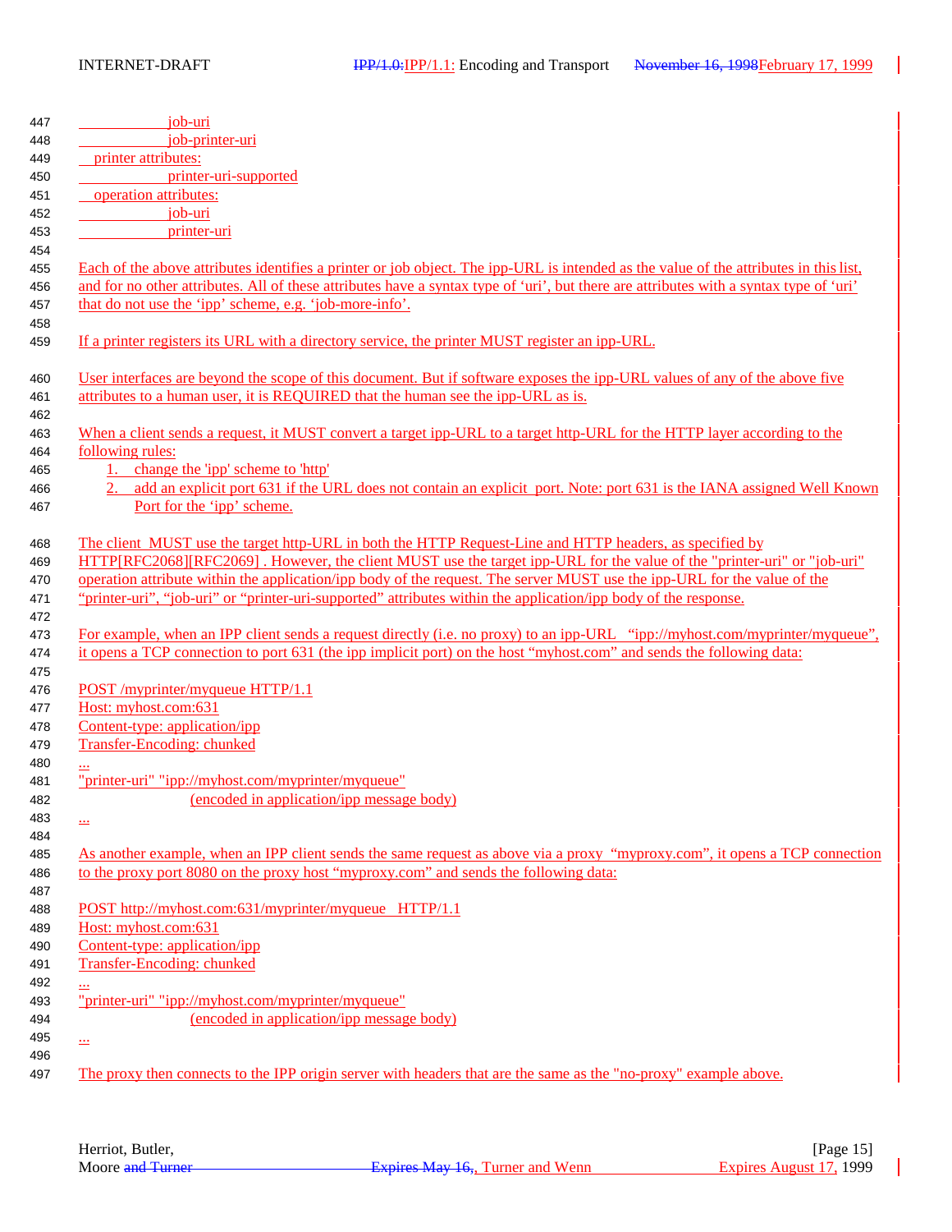job-uri
job-printer-uri

printer attributes:

printer-uri-supported

operation attributes:

job-uri
printer-uri

Each of the above attributes identifies a printer or job object. The ipp-URL is intended as the value of the attributes in this list, and for no other attributes. All of these attributes have a syntax type of 'uri', but there are attributes with a syntax type of 'uri' that do not use the 'ipp' scheme, e.g. 'job-more-info'.

If a printer registers its URL with a directory service, the printer MUST register an ipp-URL.

User interfaces are beyond the scope of this document. But if software exposes the ipp-URL values of any of the above five attributes to a human user, it is REQUIRED that the human see the ipp-URL as is.

When a client sends a request, it MUST convert a target ipp-URL to a target http-URL for the HTTP layer according to the following rules:

1. change the 'ipp' scheme to 'http'
2. add an explicit port 631 if the URL does not contain an explicit port. Note: port 631 is the IANA assigned Well Known Port for the 'ipp' scheme.

The client MUST use the target http-URL in both the HTTP Request-Line and HTTP headers, as specified by HTTP[RFC2068][RFC2069] . However, the client MUST use the target ipp-URL for the value of the "printer-uri" or "job-uri" operation attribute within the application/ipp body of the request. The server MUST use the ipp-URL for the value of the "printer-uri", "job-uri" or "printer-uri-supported" attributes within the application/ipp body of the response.

For example, when an IPP client sends a request directly (i.e. no proxy) to an ipp-URL "ipp://myhost.com/myprinter/myqueue", it opens a TCP connection to port 631 (the ipp implicit port) on the host "myhost.com" and sends the following data:

```
POST /myprinter/myqueue HTTP/1.1
Host: myhost.com:631
Content-type: application/ipp
Transfer-Encoding: chunked
...
"printer-uri" "ipp://myhost.com/myprinter/myqueue"
              (encoded in application/ipp message body)
...
```

As another example, when an IPP client sends the same request as above via a proxy "myproxy.com", it opens a TCP connection to the proxy port 8080 on the proxy host "myproxy.com" and sends the following data:

```
POST http://myhost.com:631/myprinter/myqueue   HTTP/1.1
Host: myhost.com:631
Content-type: application/ipp
Transfer-Encoding: chunked
...
"printer-uri" "ipp://myhost.com/myprinter/myqueue"
              (encoded in application/ipp message body)
...
```

The proxy then connects to the IPP origin server with headers that are the same as the "no-proxy" example above.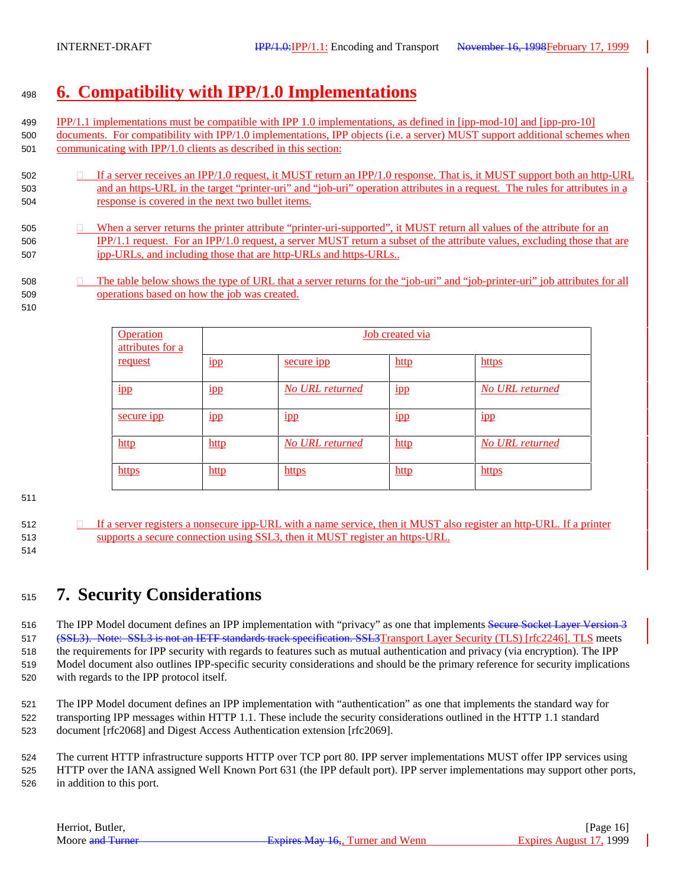# 6. Compatibility with IPP/1.0 Implementations

IPP/1.1 implementations must be compatible with IPP 1.0 implementations, as defined in [ipp-mod-10] and [ipp-pro-10] documents. For compatibility with IPP/1.0 implementations, IPP objects (i.e. a server) MUST support additional schemes when communicating with IPP/1.0 clients as described in this section:

- If a server receives an IPP/1.0 request, it MUST return an IPP/1.0 response. That is, it MUST support both an http-URL and an https-URL in the target "printer-uri" and "job-uri" operation attributes in a request. The rules for attributes in a response is covered in the next two bullet items.
- When a server returns the printer attribute "printer-uri-supported", it MUST return all values of the attribute for an IPP/1.1 request. For an IPP/1.0 request, a server MUST return a subset of the attribute values, excluding those that are ipp-URLs, and including those that are http-URLs and https-URLs..
- The table below shows the type of URL that a server returns for the "job-uri" and "job-printer-uri" job attributes for all operations based on how the job was created.

| Operation attributes for a request | Job created via | | | |
|---|---|---|---|---|
| | ipp | secure ipp | http | https |
| ipp | ipp | *No URL returned* | ipp | *No URL returned* |
| secure ipp | ipp | ipp | ipp | ipp |
| http | http | *No URL returned* | http | *No URL returned* |
| https | http | https | http | https |

- If a server registers a nonsecure ipp-URL with a name service, then it MUST also register an http-URL. If a printer supports a secure connection using SSL3, then it MUST register an https-URL.

# 7. Security Considerations

The IPP Model document defines an IPP implementation with "privacy" as one that implements ~~Secure Socket Layer Version 3 (SSL3). Note: SSL3 is not an IETF standards track specification. SSL3~~Transport Layer Security (TLS) [rfc2246]. TLS meets the requirements for IPP security with regards to features such as mutual authentication and privacy (via encryption). The IPP Model document also outlines IPP-specific security considerations and should be the primary reference for security implications with regards to the IPP protocol itself.

The IPP Model document defines an IPP implementation with "authentication" as one that implements the standard way for transporting IPP messages within HTTP 1.1. These include the security considerations outlined in the HTTP 1.1 standard document [rfc2068] and Digest Access Authentication extension [rfc2069].

The current HTTP infrastructure supports HTTP over TCP port 80. IPP server implementations MUST offer IPP services using HTTP over the IANA assigned Well Known Port 631 (the IPP default port). IPP server implementations may support other ports, in addition to this port.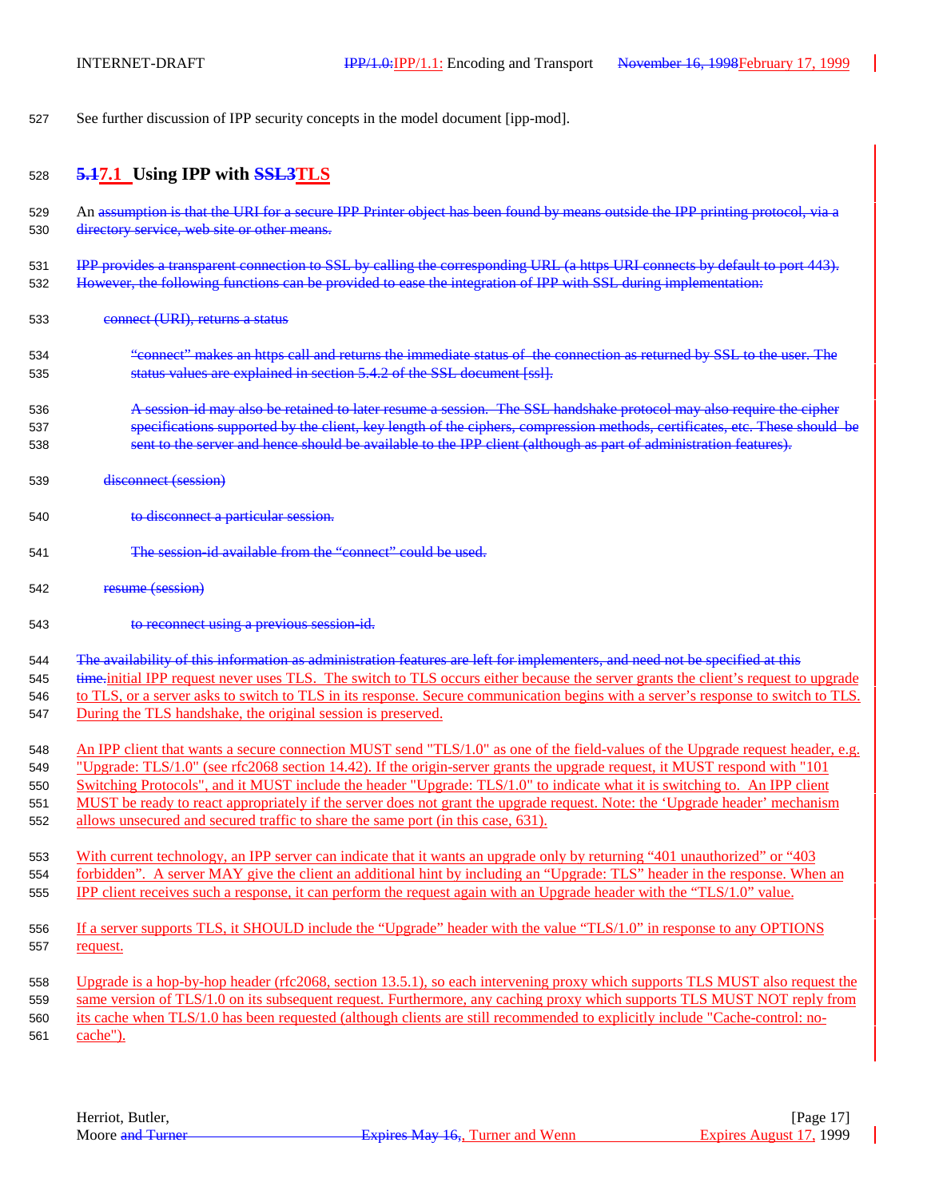See further discussion of IPP security concepts in the model document [ipp-mod].

## ~~5.1~~7.1 Using IPP with ~~SSL3~~TLS

An ~~assumption is that the URI for a secure IPP Printer object has been found by means outside the IPP printing protocol, via a directory service, web site or other means.~~

~~IPP provides a transparent connection to SSL by calling the corresponding URL (a https URI connects by default to port 443). However, the following functions can be provided to ease the integration of IPP with SSL during implementation:~~

~~connect (URI), returns a status~~

> ~~"connect" makes an https call and returns the immediate status of the connection as returned by SSL to the user. The status values are explained in section 5.4.2 of the SSL document [ssl].~~
>
> ~~A session-id may also be retained to later resume a session. The SSL handshake protocol may also require the cipher specifications supported by the client, key length of the ciphers, compression methods, certificates, etc. These should be sent to the server and hence should be available to the IPP client (although as part of administration features).~~

~~disconnect (session)~~

> ~~to disconnect a particular session.~~
>
> ~~The session-id available from the "connect" could be used.~~

~~resume (session)~~

> ~~to reconnect using a previous session-id.~~

~~The availability of this information as administration features are left for implementers, and need not be specified at this time.~~initial IPP request never uses TLS. The switch to TLS occurs either because the server grants the client's request to upgrade to TLS, or a server asks to switch to TLS in its response. Secure communication begins with a server's response to switch to TLS. During the TLS handshake, the original session is preserved.

An IPP client that wants a secure connection MUST send "TLS/1.0" as one of the field-values of the Upgrade request header, e.g. "Upgrade: TLS/1.0" (see rfc2068 section 14.42). If the origin-server grants the upgrade request, it MUST respond with "101 Switching Protocols", and it MUST include the header "Upgrade: TLS/1.0" to indicate what it is switching to. An IPP client MUST be ready to react appropriately if the server does not grant the upgrade request. Note: the 'Upgrade header' mechanism allows unsecured and secured traffic to share the same port (in this case, 631).

With current technology, an IPP server can indicate that it wants an upgrade only by returning "401 unauthorized" or "403 forbidden". A server MAY give the client an additional hint by including an "Upgrade: TLS" header in the response. When an IPP client receives such a response, it can perform the request again with an Upgrade header with the "TLS/1.0" value.

If a server supports TLS, it SHOULD include the "Upgrade" header with the value "TLS/1.0" in response to any OPTIONS request.

Upgrade is a hop-by-hop header (rfc2068, section 13.5.1), so each intervening proxy which supports TLS MUST also request the same version of TLS/1.0 on its subsequent request. Furthermore, any caching proxy which supports TLS MUST NOT reply from its cache when TLS/1.0 has been requested (although clients are still recommended to explicitly include "Cache-control: no-cache").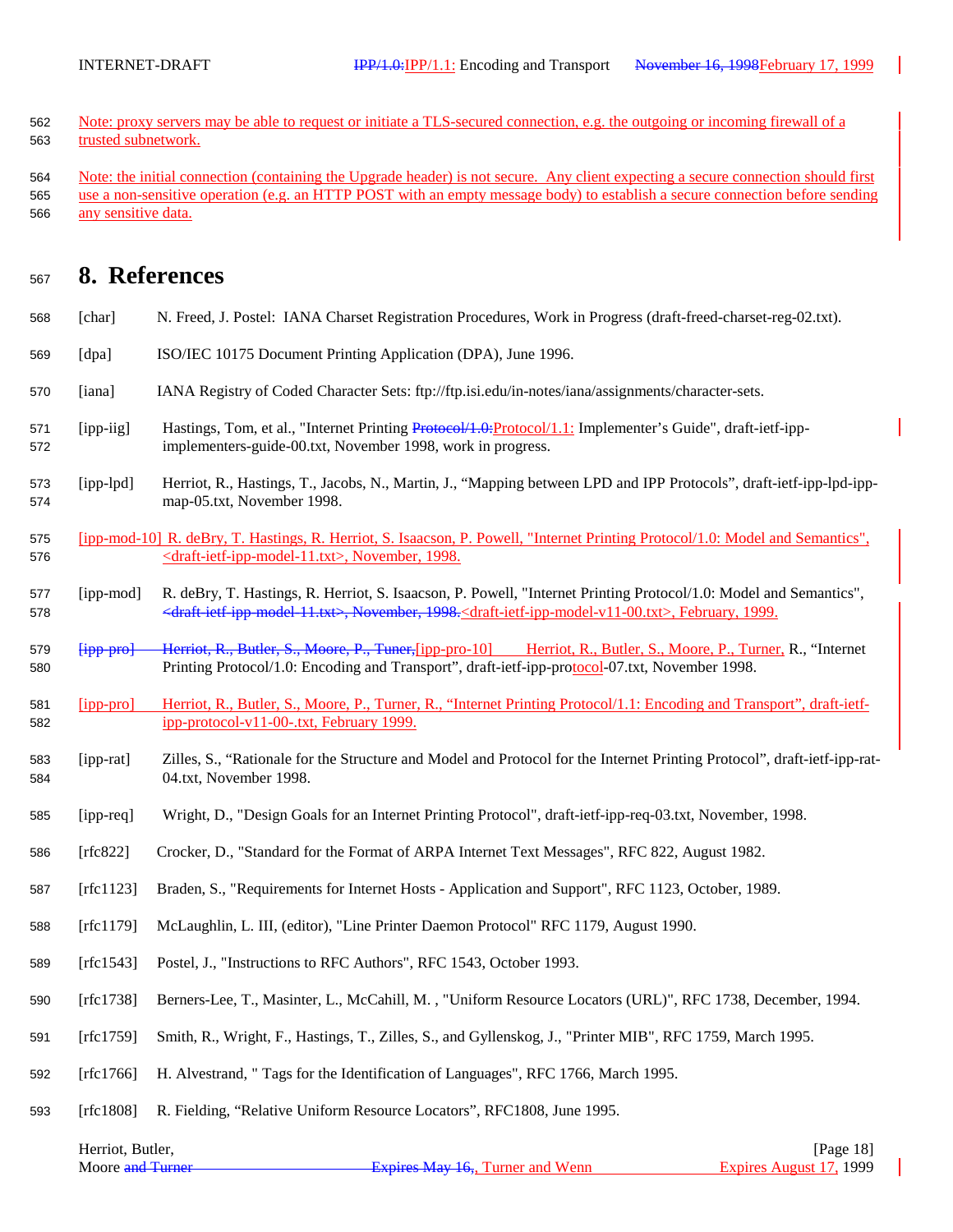Note: proxy servers may be able to request or initiate a TLS-secured connection, e.g. the outgoing or incoming firewall of a trusted subnetwork.

Note: the initial connection (containing the Upgrade header) is not secure. Any client expecting a secure connection should first use a non-sensitive operation (e.g. an HTTP POST with an empty message body) to establish a secure connection before sending any sensitive data.

# 8. References

[char] N. Freed, J. Postel: IANA Charset Registration Procedures, Work in Progress (draft-freed-charset-reg-02.txt).

[dpa] ISO/IEC 10175 Document Printing Application (DPA), June 1996.

[iana] IANA Registry of Coded Character Sets: ftp://ftp.isi.edu/in-notes/iana/assignments/character-sets.

[ipp-iig] Hastings, Tom, et al., "Internet Printing ~~Protocol/1.0:~~Protocol/1.1: Implementer's Guide", draft-ietf-ipp-implementers-guide-00.txt, November 1998, work in progress.

[ipp-lpd] Herriot, R., Hastings, T., Jacobs, N., Martin, J., "Mapping between LPD and IPP Protocols", draft-ietf-ipp-lpd-ipp-map-05.txt, November 1998.

[ipp-mod-10] R. deBry, T. Hastings, R. Herriot, S. Isaacson, P. Powell, "Internet Printing Protocol/1.0: Model and Semantics", <draft-ietf-ipp-model-11.txt>, November, 1998.

[ipp-mod] R. deBry, T. Hastings, R. Herriot, S. Isaacson, P. Powell, "Internet Printing Protocol/1.0: Model and Semantics", ~~<draft-ietf-ipp-model-11.txt>, November, 1998.~~<draft-ietf-ipp-model-v11-00.txt>, February, 1999.

~~[ipp-pro] Herriot, R., Butler, S., Moore, P., Tuner,~~[ipp-pro-10] Herriot, R., Butler, S., Moore, P., Turner, R., "Internet Printing Protocol/1.0: Encoding and Transport", draft-ietf-ipp-protocol-07.txt, November 1998.

[ipp-pro] Herriot, R., Butler, S., Moore, P., Turner, R., "Internet Printing Protocol/1.1: Encoding and Transport", draft-ietf-ipp-protocol-v11-00-.txt, February 1999.

[ipp-rat] Zilles, S., "Rationale for the Structure and Model and Protocol for the Internet Printing Protocol", draft-ietf-ipp-rat-04.txt, November 1998.

[ipp-req] Wright, D., "Design Goals for an Internet Printing Protocol", draft-ietf-ipp-req-03.txt, November, 1998.

[rfc822] Crocker, D., "Standard for the Format of ARPA Internet Text Messages", RFC 822, August 1982.

[rfc1123] Braden, S., "Requirements for Internet Hosts - Application and Support", RFC 1123, October, 1989.

[rfc1179] McLaughlin, L. III, (editor), "Line Printer Daemon Protocol" RFC 1179, August 1990.

[rfc1543] Postel, J., "Instructions to RFC Authors", RFC 1543, October 1993.

[rfc1738] Berners-Lee, T., Masinter, L., McCahill, M. , "Uniform Resource Locators (URL)", RFC 1738, December, 1994.

[rfc1759] Smith, R., Wright, F., Hastings, T., Zilles, S., and Gyllenskog, J., "Printer MIB", RFC 1759, March 1995.

[rfc1766] H. Alvestrand, " Tags for the Identification of Languages", RFC 1766, March 1995.

[rfc1808] R. Fielding, "Relative Uniform Resource Locators", RFC1808, June 1995.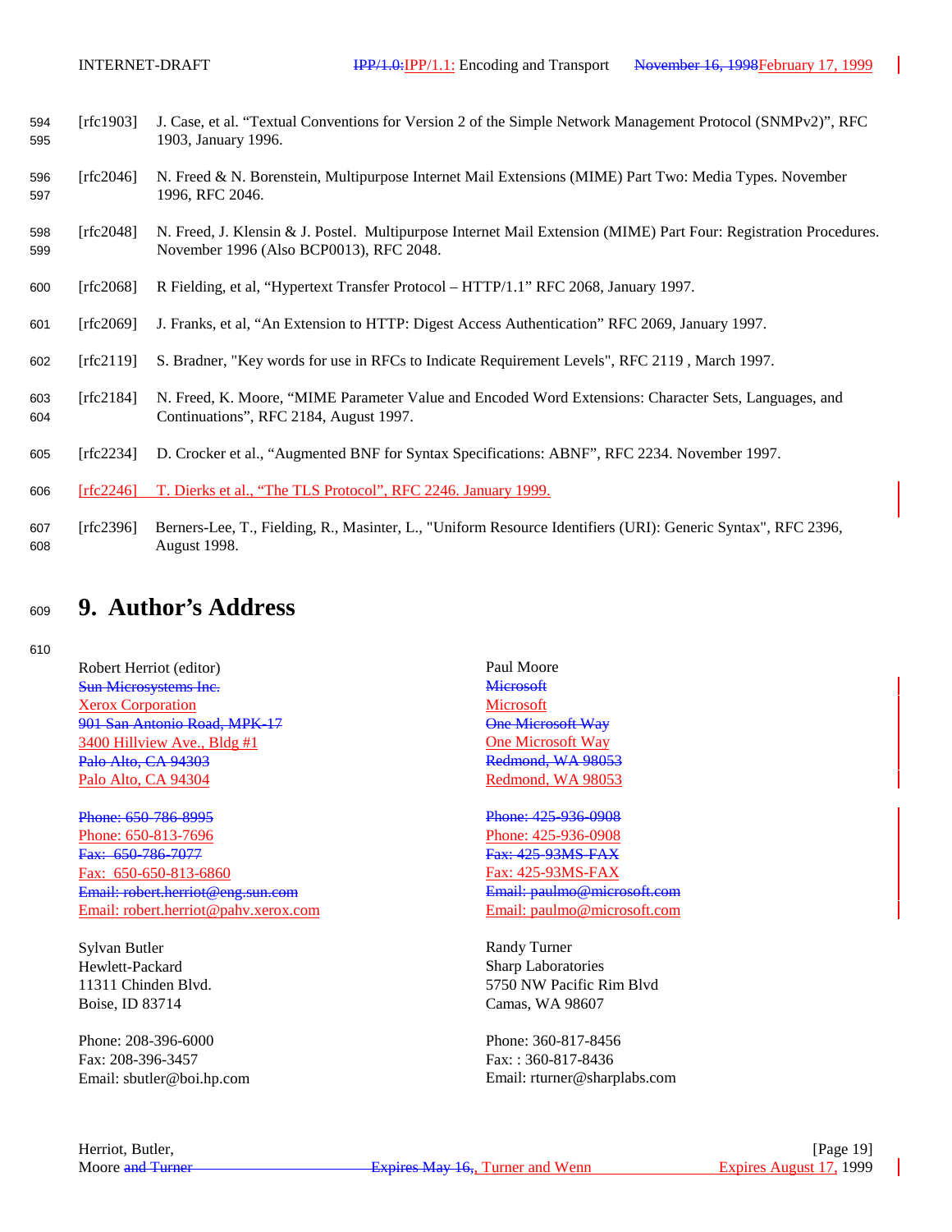[rfc1903] J. Case, et al. "Textual Conventions for Version 2 of the Simple Network Management Protocol (SNMPv2)", RFC 1903, January 1996.

[rfc2046] N. Freed & N. Borenstein, Multipurpose Internet Mail Extensions (MIME) Part Two: Media Types. November 1996, RFC 2046.

[rfc2048] N. Freed, J. Klensin & J. Postel. Multipurpose Internet Mail Extension (MIME) Part Four: Registration Procedures. November 1996 (Also BCP0013), RFC 2048.

[rfc2068] R Fielding, et al, "Hypertext Transfer Protocol – HTTP/1.1" RFC 2068, January 1997.

[rfc2069] J. Franks, et al, "An Extension to HTTP: Digest Access Authentication" RFC 2069, January 1997.

[rfc2119] S. Bradner, "Key words for use in RFCs to Indicate Requirement Levels", RFC 2119 , March 1997.

[rfc2184] N. Freed, K. Moore, "MIME Parameter Value and Encoded Word Extensions: Character Sets, Languages, and Continuations", RFC 2184, August 1997.

[rfc2234] D. Crocker et al., "Augmented BNF for Syntax Specifications: ABNF", RFC 2234. November 1997.

[rfc2246] T. Dierks et al., "The TLS Protocol", RFC 2246. January 1999.

[rfc2396] Berners-Lee, T., Fielding, R., Masinter, L., "Uniform Resource Identifiers (URI): Generic Syntax", RFC 2396, August 1998.

# 9. Author's Address

Robert Herriot (editor)
~~Sun Microsystems Inc.~~
Xerox Corporation
~~901 San Antonio Road, MPK-17~~
3400 Hillview Ave., Bldg #1
~~Palo Alto, CA 94303~~
Palo Alto, CA 94304

~~Phone: 650-786-8995~~
Phone: 650-813-7696
~~Fax: 650-786-7077~~
Fax: 650-650-813-6860
~~Email: robert.herriot@eng.sun.com~~
Email: robert.herriot@pahv.xerox.com

Paul Moore
~~Microsoft~~
Microsoft
~~One Microsoft Way~~
One Microsoft Way
~~Redmond, WA 98053~~
Redmond, WA 98053

~~Phone: 425-936-0908~~
Phone: 425-936-0908
~~Fax: 425-93MS-FAX~~
Fax: 425-93MS-FAX
~~Email: paulmo@microsoft.com~~
Email: paulmo@microsoft.com

Sylvan Butler
Hewlett-Packard
11311 Chinden Blvd.
Boise, ID 83714

Phone: 208-396-6000
Fax: 208-396-3457
Email: sbutler@boi.hp.com

Randy Turner
Sharp Laboratories
5750 NW Pacific Rim Blvd
Camas, WA 98607

Phone: 360-817-8456
Fax: : 360-817-8436
Email: rturner@sharplabs.com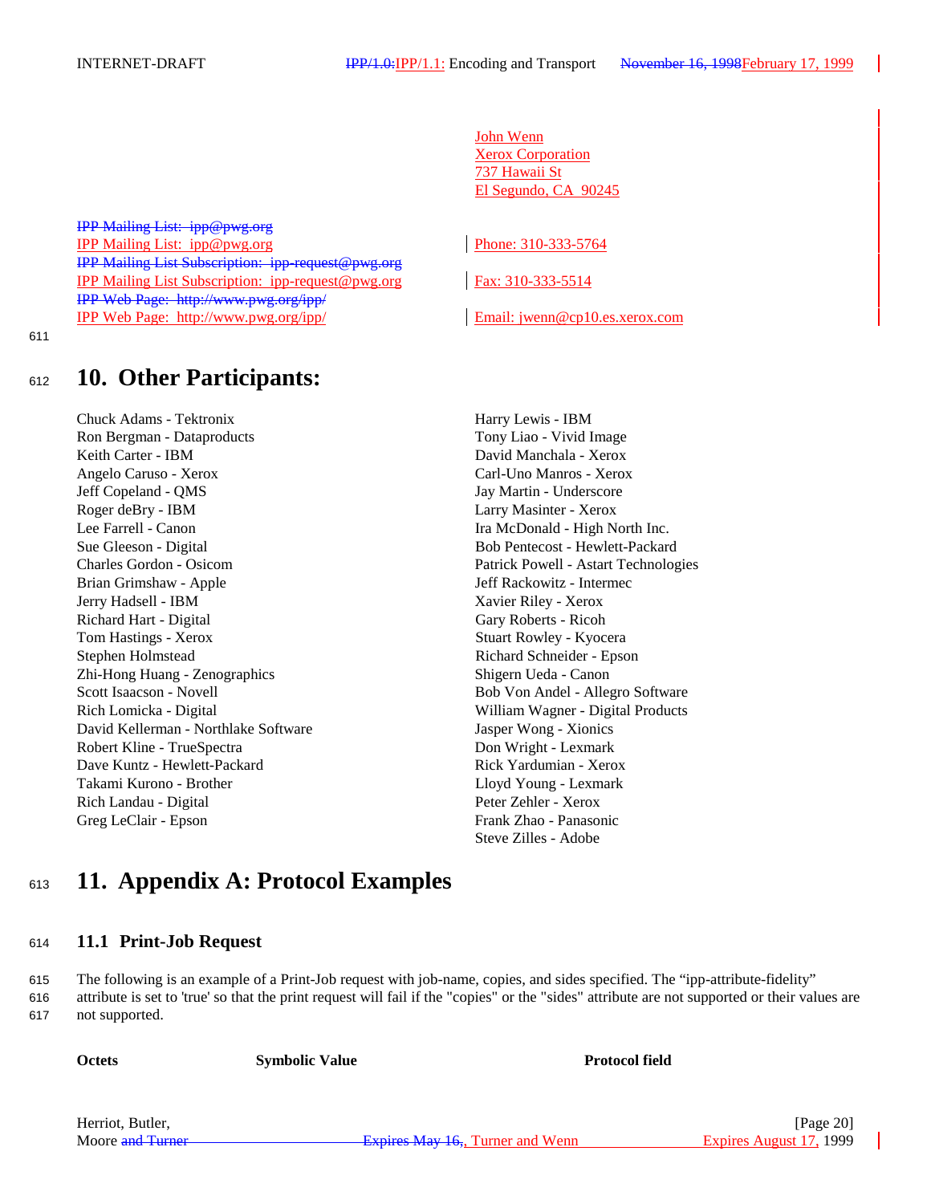John Wenn
Xerox Corporation
737 Hawaii St
El Segundo, CA 90245

~~IPP Mailing List: ipp@pwg.org~~
IPP Mailing List: ipp@pwg.org
~~IPP Mailing List Subscription: ipp-request@pwg.org~~
IPP Mailing List Subscription: ipp-request@pwg.org
~~IPP Web Page: http://www.pwg.org/ipp/~~
IPP Web Page: http://www.pwg.org/ipp/

Phone: 310-333-5764
Fax: 310-333-5514
Email: jwenn@cp10.es.xerox.com

# 10. Other Participants:

Chuck Adams - Tektronix
Ron Bergman - Dataproducts
Keith Carter - IBM
Angelo Caruso - Xerox
Jeff Copeland - QMS
Roger deBry - IBM
Lee Farrell - Canon
Sue Gleeson - Digital
Charles Gordon - Osicom
Brian Grimshaw - Apple
Jerry Hadsell - IBM
Richard Hart - Digital
Tom Hastings - Xerox
Stephen Holmstead
Zhi-Hong Huang - Zenographics
Scott Isaacson - Novell
Rich Lomicka - Digital
David Kellerman - Northlake Software
Robert Kline - TrueSpectra
Dave Kuntz - Hewlett-Packard
Takami Kurono - Brother
Rich Landau - Digital
Greg LeClair - Epson
Harry Lewis - IBM
Tony Liao - Vivid Image
David Manchala - Xerox
Carl-Uno Manros - Xerox
Jay Martin - Underscore
Larry Masinter - Xerox
Ira McDonald - High North Inc.
Bob Pentecost - Hewlett-Packard
Patrick Powell - Astart Technologies
Jeff Rackowitz - Intermec
Xavier Riley - Xerox
Gary Roberts - Ricoh
Stuart Rowley - Kyocera
Richard Schneider - Epson
Shigern Ueda - Canon
Bob Von Andel - Allegro Software
William Wagner - Digital Products
Jasper Wong - Xionics
Don Wright - Lexmark
Rick Yardumian - Xerox
Lloyd Young - Lexmark
Peter Zehler - Xerox
Frank Zhao - Panasonic
Steve Zilles - Adobe

# 11. Appendix A: Protocol Examples

## 11.1 Print-Job Request

The following is an example of a Print-Job request with job-name, copies, and sides specified. The “ipp-attribute-fidelity” attribute is set to 'true' so that the print request will fail if the "copies" or the "sides" attribute are not supported or their values are not supported.

| **Octets** | **Symbolic Value** | **Protocol field** |
|---|---|---|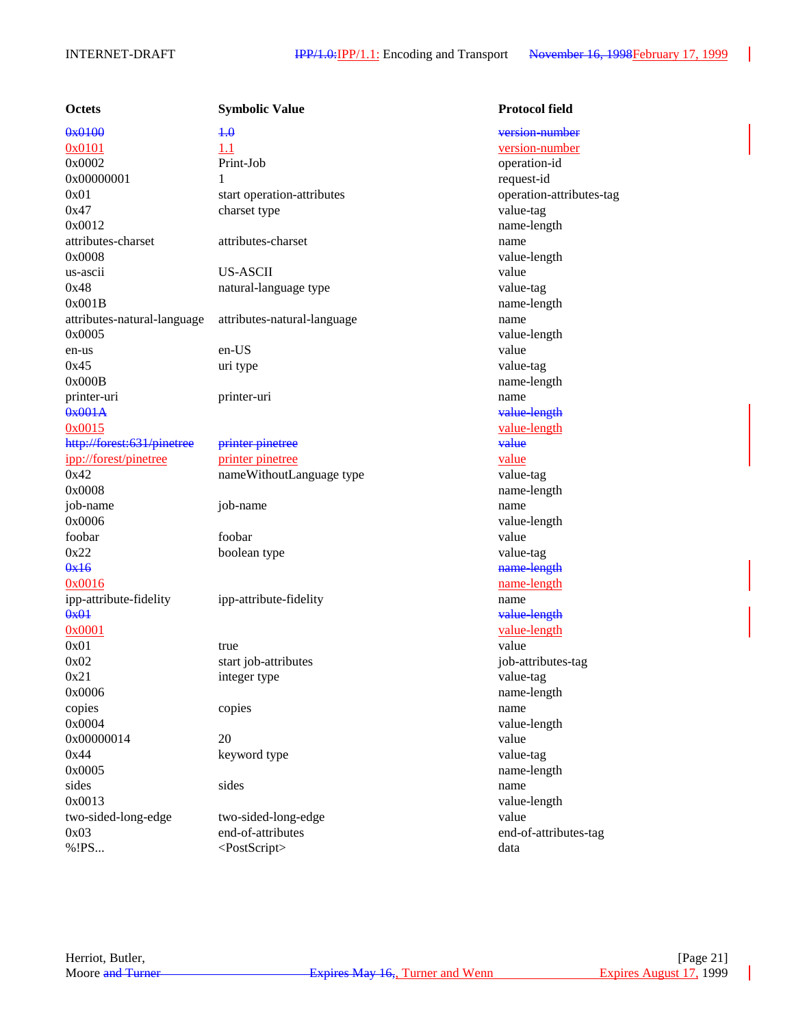| Octets | Symbolic Value | Protocol field |
|---|---|---|
| ~~0x0100~~ | ~~1.0~~ | ~~version-number~~ |
| 0x0101 | 1.1 | version-number |
| 0x0002 | Print-Job | operation-id |
| 0x00000001 | 1 | request-id |
| 0x01 | start operation-attributes | operation-attributes-tag |
| 0x47 | charset type | value-tag |
| 0x0012 | | name-length |
| attributes-charset | attributes-charset | name |
| 0x0008 | | value-length |
| us-ascii | US-ASCII | value |
| 0x48 | natural-language type | value-tag |
| 0x001B | | name-length |
| attributes-natural-language | attributes-natural-language | name |
| 0x0005 | | value-length |
| en-us | en-US | value |
| 0x45 | uri type | value-tag |
| 0x000B | | name-length |
| printer-uri | printer-uri | name |
| ~~0x001A~~ | | ~~value-length~~ |
| 0x0015 | | value-length |
| ~~http://forest:631/pinetree~~ | ~~printer pinetree~~ | ~~value~~ |
| ipp://forest/pinetree | printer pinetree | value |
| 0x42 | nameWithoutLanguage type | value-tag |
| 0x0008 | | name-length |
| job-name | job-name | name |
| 0x0006 | | value-length |
| foobar | foobar | value |
| 0x22 | boolean type | value-tag |
| ~~0x16~~ | | ~~name-length~~ |
| 0x0016 | | name-length |
| ipp-attribute-fidelity | ipp-attribute-fidelity | name |
| ~~0x01~~ | | ~~value-length~~ |
| 0x0001 | | value-length |
| 0x01 | true | value |
| 0x02 | start job-attributes | job-attributes-tag |
| 0x21 | integer type | value-tag |
| 0x0006 | | name-length |
| copies | copies | name |
| 0x0004 | | value-length |
| 0x00000014 | 20 | value |
| 0x44 | keyword type | value-tag |
| 0x0005 | | name-length |
| sides | sides | name |
| 0x0013 | | value-length |
| two-sided-long-edge | two-sided-long-edge | value |
| 0x03 | end-of-attributes | end-of-attributes-tag |
| %!PS... | <PostScript> | data |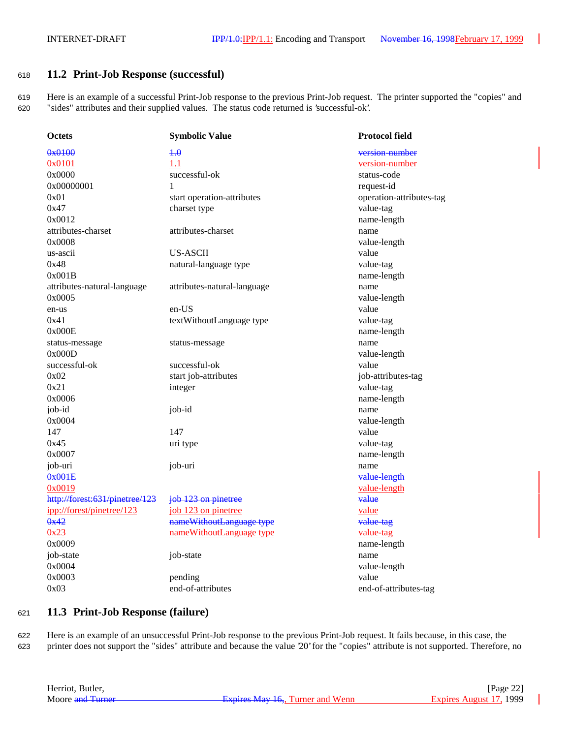## 11.2 Print-Job Response (successful)

Here is an example of a successful Print-Job response to the previous Print-Job request. The printer supported the "copies" and "sides" attributes and their supplied values. The status code returned is 'successful-ok'.

| Octets | Symbolic Value | Protocol field |
|---|---|---|
| ~~0x0100~~ | ~~1.0~~ | ~~version-number~~ |
| 0x0101 | 1.1 | version-number |
| 0x0000 | successful-ok | status-code |
| 0x00000001 | 1 | request-id |
| 0x01 | start operation-attributes | operation-attributes-tag |
| 0x47 | charset type | value-tag |
| 0x0012 | | name-length |
| attributes-charset | attributes-charset | name |
| 0x0008 | | value-length |
| us-ascii | US-ASCII | value |
| 0x48 | natural-language type | value-tag |
| 0x001B | | name-length |
| attributes-natural-language | attributes-natural-language | name |
| 0x0005 | | value-length |
| en-us | en-US | value |
| 0x41 | textWithoutLanguage type | value-tag |
| 0x000E | | name-length |
| status-message | status-message | name |
| 0x000D | | value-length |
| successful-ok | successful-ok | value |
| 0x02 | start job-attributes | job-attributes-tag |
| 0x21 | integer | value-tag |
| 0x0006 | | name-length |
| job-id | job-id | name |
| 0x0004 | | value-length |
| 147 | 147 | value |
| 0x45 | uri type | value-tag |
| 0x0007 | | name-length |
| job-uri | job-uri | name |
| ~~0x001E~~ | | ~~value-length~~ |
| 0x0019 | | value-length |
| ~~http://forest:631/pinetree/123~~ | ~~job 123 on pinetree~~ | ~~value~~ |
| ipp://forest/pinetree/123 | job 123 on pinetree | value |
| ~~0x42~~ | ~~nameWithoutLanguage type~~ | ~~value-tag~~ |
| 0x23 | nameWithoutLanguage type | value-tag |
| 0x0009 | | name-length |
| job-state | job-state | name |
| 0x0004 | | value-length |
| 0x0003 | pending | value |
| 0x03 | end-of-attributes | end-of-attributes-tag |

## 11.3 Print-Job Response (failure)

Here is an example of an unsuccessful Print-Job response to the previous Print-Job request. It fails because, in this case, the printer does not support the "sides" attribute and because the value '20' for the "copies" attribute is not supported. Therefore, no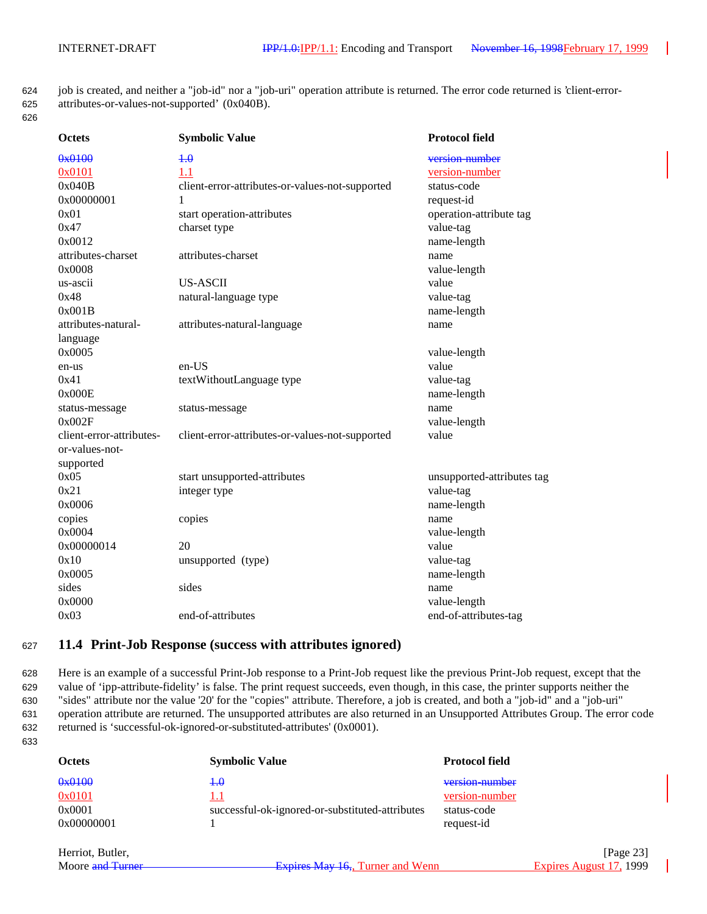job is created, and neither a "job-id" nor a "job-uri" operation attribute is returned. The error code returned is 'client-error-attributes-or-values-not-supported' (0x040B).

| Octets | Symbolic Value | Protocol field |
|---|---|---|
| ~~0x0100~~ | ~~1.0~~ | ~~version-number~~ |
| 0x0101 | 1.1 | version-number |
| 0x040B | client-error-attributes-or-values-not-supported | status-code |
| 0x00000001 | 1 | request-id |
| 0x01 | start operation-attributes | operation-attribute tag |
| 0x47 | charset type | value-tag |
| 0x0012 | | name-length |
| attributes-charset | attributes-charset | name |
| 0x0008 | | value-length |
| us-ascii | US-ASCII | value |
| 0x48 | natural-language type | value-tag |
| 0x001B | | name-length |
| attributes-natural-language | attributes-natural-language | name |
| 0x0005 | | value-length |
| en-us | en-US | value |
| 0x41 | textWithoutLanguage type | value-tag |
| 0x000E | | name-length |
| status-message | status-message | name |
| 0x002F | | value-length |
| client-error-attributes-or-values-not-supported | client-error-attributes-or-values-not-supported | value |
| 0x05 | start unsupported-attributes | unsupported-attributes tag |
| 0x21 | integer type | value-tag |
| 0x0006 | | name-length |
| copies | copies | name |
| 0x0004 | | value-length |
| 0x00000014 | 20 | value |
| 0x10 | unsupported (type) | value-tag |
| 0x0005 | | name-length |
| sides | sides | name |
| 0x0000 | | value-length |
| 0x03 | end-of-attributes | end-of-attributes-tag |

## 11.4 Print-Job Response (success with attributes ignored)

Here is an example of a successful Print-Job response to a Print-Job request like the previous Print-Job request, except that the value of 'ipp-attribute-fidelity' is false. The print request succeeds, even though, in this case, the printer supports neither the "sides" attribute nor the value '20' for the "copies" attribute. Therefore, a job is created, and both a "job-id" and a "job-uri" operation attribute are returned. The unsupported attributes are also returned in an Unsupported Attributes Group. The error code returned is 'successful-ok-ignored-or-substituted-attributes' (0x0001).

| Octets | Symbolic Value | Protocol field |
|---|---|---|
| ~~0x0100~~ | ~~1.0~~ | ~~version-number~~ |
| 0x0101 | 1.1 | version-number |
| 0x0001 | successful-ok-ignored-or-substituted-attributes | status-code |
| 0x00000001 | 1 | request-id |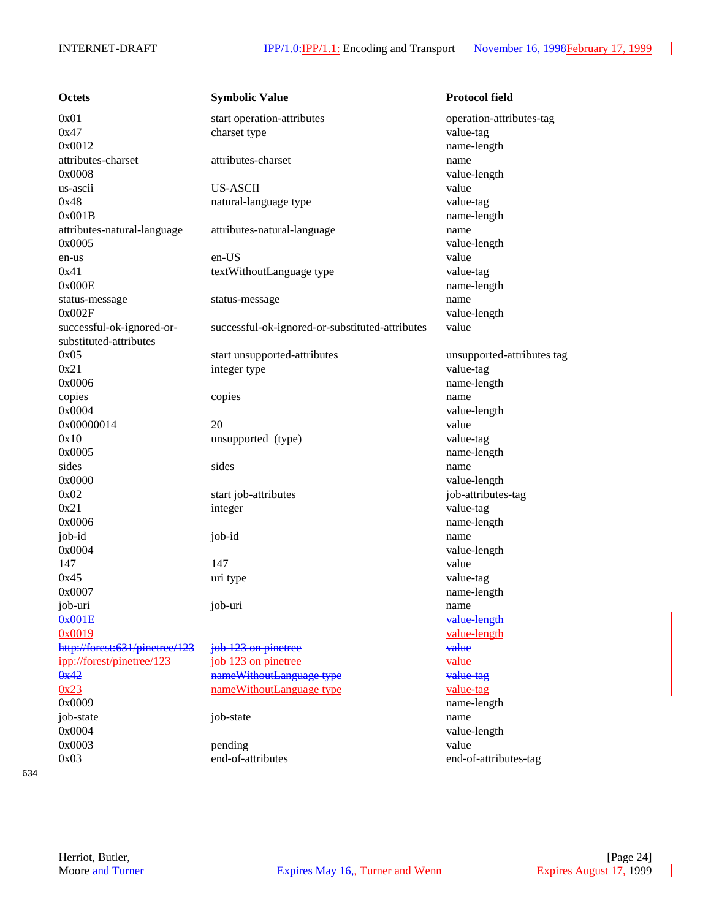| Octets | Symbolic Value | Protocol field |
|---|---|---|
| 0x01 | start operation-attributes | operation-attributes-tag |
| 0x47 | charset type | value-tag |
| 0x0012 | | name-length |
| attributes-charset | attributes-charset | name |
| 0x0008 | | value-length |
| us-ascii | US-ASCII | value |
| 0x48 | natural-language type | value-tag |
| 0x001B | | name-length |
| attributes-natural-language | attributes-natural-language | name |
| 0x0005 | | value-length |
| en-us | en-US | value |
| 0x41 | textWithoutLanguage type | value-tag |
| 0x000E | | name-length |
| status-message | status-message | name |
| 0x002F | | value-length |
| successful-ok-ignored-or-substituted-attributes | successful-ok-ignored-or-substituted-attributes | value |
| 0x05 | start unsupported-attributes | unsupported-attributes tag |
| 0x21 | integer type | value-tag |
| 0x0006 | | name-length |
| copies | copies | name |
| 0x0004 | | value-length |
| 0x00000014 | 20 | value |
| 0x10 | unsupported (type) | value-tag |
| 0x0005 | | name-length |
| sides | sides | name |
| 0x0000 | | value-length |
| 0x02 | start job-attributes | job-attributes-tag |
| 0x21 | integer | value-tag |
| 0x0006 | | name-length |
| job-id | job-id | name |
| 0x0004 | | value-length |
| 147 | 147 | value |
| 0x45 | uri type | value-tag |
| 0x0007 | | name-length |
| job-uri | job-uri | name |
| ~~0x001E~~ | | ~~value-length~~ |
| 0x0019 | | value-length |
| ~~http://forest:631/pinetree/123~~ | ~~job 123 on pinetree~~ | ~~value~~ |
| ipp://forest/pinetree/123 | job 123 on pinetree | value |
| ~~0x42~~ | ~~nameWithoutLanguage type~~ | ~~value-tag~~ |
| 0x23 | nameWithoutLanguage type | value-tag |
| 0x0009 | | name-length |
| job-state | job-state | name |
| 0x0004 | | value-length |
| 0x0003 | pending | value |
| 0x03 | end-of-attributes | end-of-attributes-tag |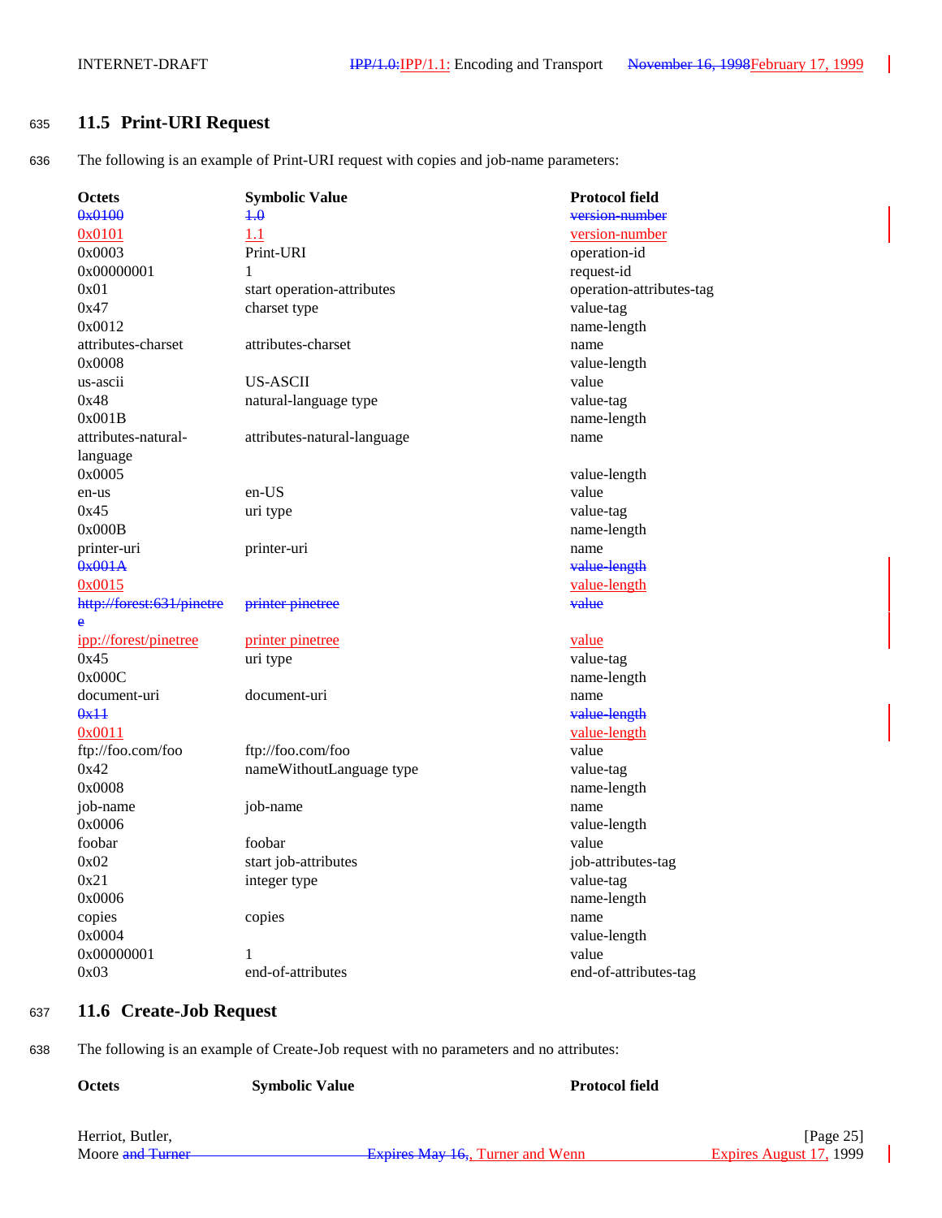## 11.5 Print-URI Request

The following is an example of Print-URI request with copies and job-name parameters:

| Octets | Symbolic Value | Protocol field |
|---|---|---|
| ~~0x0100~~ | ~~1.0~~ | ~~version-number~~ |
| 0x0101 | 1.1 | version-number |
| 0x0003 | Print-URI | operation-id |
| 0x00000001 | 1 | request-id |
| 0x01 | start operation-attributes | operation-attributes-tag |
| 0x47 | charset type | value-tag |
| 0x0012 | | name-length |
| attributes-charset | attributes-charset | name |
| 0x0008 | | value-length |
| us-ascii | US-ASCII | value |
| 0x48 | natural-language type | value-tag |
| 0x001B | | name-length |
| attributes-natural-language | attributes-natural-language | name |
| 0x0005 | | value-length |
| en-us | en-US | value |
| 0x45 | uri type | value-tag |
| 0x000B | | name-length |
| printer-uri | printer-uri | name |
| ~~0x001A~~ | | ~~value-length~~ |
| 0x0015 | | value-length |
| ~~http://forest:631/pinetree~~ | ~~printer pinetree~~ | ~~value~~ |
| ipp://forest/pinetree | printer pinetree | value |
| 0x45 | uri type | value-tag |
| 0x000C | | name-length |
| document-uri | document-uri | name |
| ~~0x11~~ | | ~~value-length~~ |
| 0x0011 | | value-length |
| ftp://foo.com/foo | ftp://foo.com/foo | value |
| 0x42 | nameWithoutLanguage type | value-tag |
| 0x0008 | | name-length |
| job-name | job-name | name |
| 0x0006 | | value-length |
| foobar | foobar | value |
| 0x02 | start job-attributes | job-attributes-tag |
| 0x21 | integer type | value-tag |
| 0x0006 | | name-length |
| copies | copies | name |
| 0x0004 | | value-length |
| 0x00000001 | 1 | value |
| 0x03 | end-of-attributes | end-of-attributes-tag |

## 11.6 Create-Job Request

The following is an example of Create-Job request with no parameters and no attributes:

| Octets | Symbolic Value | Protocol field |
|---|---|---|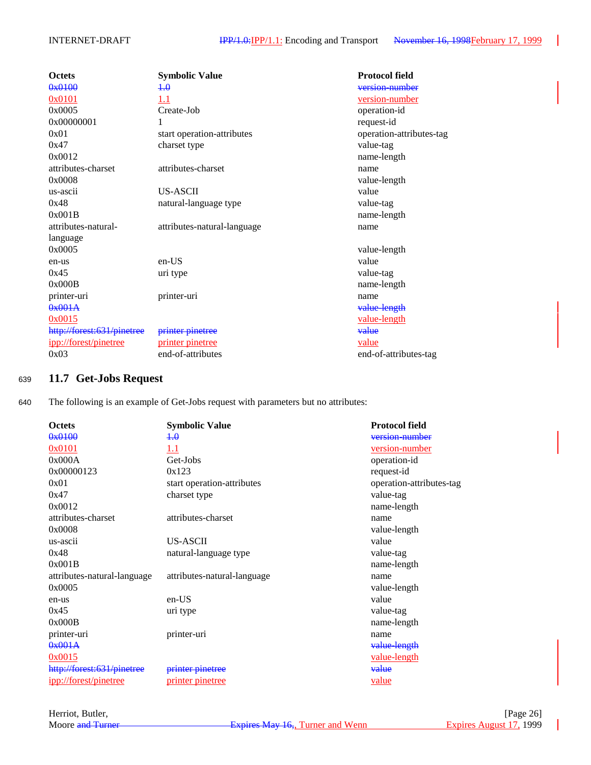| Octets | Symbolic Value | Protocol field |
|---|---|---|
| ~~0x0100~~ | ~~1.0~~ | ~~version-number~~ |
| 0x0101 | 1.1 | version-number |
| 0x0005 | Create-Job | operation-id |
| 0x00000001 | 1 | request-id |
| 0x01 | start operation-attributes | operation-attributes-tag |
| 0x47 | charset type | value-tag |
| 0x0012 | | name-length |
| attributes-charset | attributes-charset | name |
| 0x0008 | | value-length |
| us-ascii | US-ASCII | value |
| 0x48 | natural-language type | value-tag |
| 0x001B | | name-length |
| attributes-natural-language | attributes-natural-language | name |
| 0x0005 | | value-length |
| en-us | en-US | value |
| 0x45 | uri type | value-tag |
| 0x000B | | name-length |
| printer-uri | printer-uri | name |
| ~~0x001A~~ | | ~~value-length~~ |
| 0x0015 | | value-length |
| ~~http://forest:631/pinetree~~ | ~~printer pinetree~~ | ~~value~~ |
| ipp://forest/pinetree | printer pinetree | value |
| 0x03 | end-of-attributes | end-of-attributes-tag |

## 11.7 Get-Jobs Request

The following is an example of Get-Jobs request with parameters but no attributes:

| Octets | Symbolic Value | Protocol field |
|---|---|---|
| ~~0x0100~~ | ~~1.0~~ | ~~version-number~~ |
| 0x0101 | 1.1 | version-number |
| 0x000A | Get-Jobs | operation-id |
| 0x00000123 | 0x123 | request-id |
| 0x01 | start operation-attributes | operation-attributes-tag |
| 0x47 | charset type | value-tag |
| 0x0012 | | name-length |
| attributes-charset | attributes-charset | name |
| 0x0008 | | value-length |
| us-ascii | US-ASCII | value |
| 0x48 | natural-language type | value-tag |
| 0x001B | | name-length |
| attributes-natural-language | attributes-natural-language | name |
| 0x0005 | | value-length |
| en-us | en-US | value |
| 0x45 | uri type | value-tag |
| 0x000B | | name-length |
| printer-uri | printer-uri | name |
| ~~0x001A~~ | | ~~value-length~~ |
| 0x0015 | | value-length |
| ~~http://forest:631/pinetree~~ | ~~printer pinetree~~ | ~~value~~ |
| ipp://forest/pinetree | printer pinetree | value |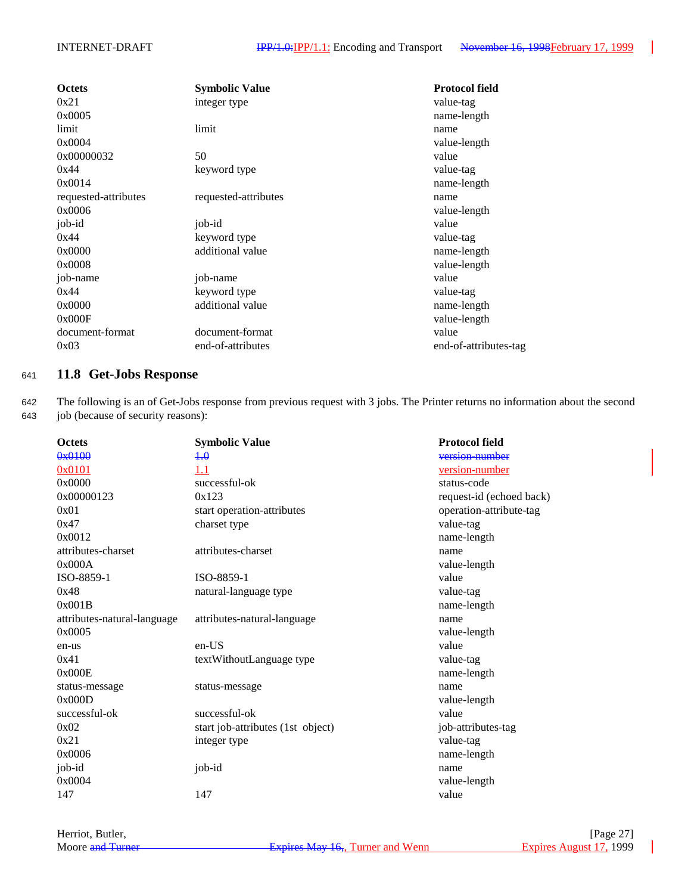| Octets | Symbolic Value | Protocol field |
|---|---|---|
| 0x21 | integer type | value-tag |
| 0x0005 | | name-length |
| limit | limit | name |
| 0x0004 | | value-length |
| 0x00000032 | 50 | value |
| 0x44 | keyword type | value-tag |
| 0x0014 | | name-length |
| requested-attributes | requested-attributes | name |
| 0x0006 | | value-length |
| job-id | job-id | value |
| 0x44 | keyword type | value-tag |
| 0x0000 | additional value | name-length |
| 0x0008 | | value-length |
| job-name | job-name | value |
| 0x44 | keyword type | value-tag |
| 0x0000 | additional value | name-length |
| 0x000F | | value-length |
| document-format | document-format | value |
| 0x03 | end-of-attributes | end-of-attributes-tag |

## 11.8 Get-Jobs Response

The following is an of Get-Jobs response from previous request with 3 jobs. The Printer returns no information about the second job (because of security reasons):

| Octets | Symbolic Value | Protocol field |
|---|---|---|
| ~~0x0100~~ | ~~1.0~~ | ~~version-number~~ |
| 0x0101 | 1.1 | version-number |
| 0x0000 | successful-ok | status-code |
| 0x00000123 | 0x123 | request-id (echoed back) |
| 0x01 | start operation-attributes | operation-attribute-tag |
| 0x47 | charset type | value-tag |
| 0x0012 | | name-length |
| attributes-charset | attributes-charset | name |
| 0x000A | | value-length |
| ISO-8859-1 | ISO-8859-1 | value |
| 0x48 | natural-language type | value-tag |
| 0x001B | | name-length |
| attributes-natural-language | attributes-natural-language | name |
| 0x0005 | | value-length |
| en-us | en-US | value |
| 0x41 | textWithoutLanguage type | value-tag |
| 0x000E | | name-length |
| status-message | status-message | name |
| 0x000D | | value-length |
| successful-ok | successful-ok | value |
| 0x02 | start job-attributes (1st object) | job-attributes-tag |
| 0x21 | integer type | value-tag |
| 0x0006 | | name-length |
| job-id | job-id | name |
| 0x0004 | | value-length |
| 147 | 147 | value |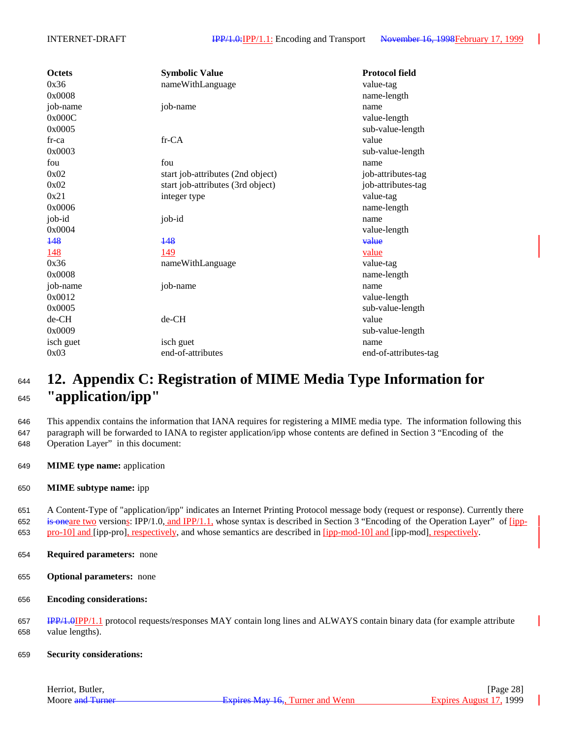| Octets | Symbolic Value | Protocol field |
|---|---|---|
| 0x36 | nameWithLanguage | value-tag |
| 0x0008 | | name-length |
| job-name | job-name | name |
| 0x000C | | value-length |
| 0x0005 | | sub-value-length |
| fr-ca | fr-CA | value |
| 0x0003 | | sub-value-length |
| fou | fou | name |
| 0x02 | start job-attributes (2nd object) | job-attributes-tag |
| 0x02 | start job-attributes (3rd object) | job-attributes-tag |
| 0x21 | integer type | value-tag |
| 0x0006 | | name-length |
| job-id | job-id | name |
| 0x0004 | | value-length |
| ~~148~~ | ~~148~~ | ~~value~~ |
| 148 | 149 | value |
| 0x36 | nameWithLanguage | value-tag |
| 0x0008 | | name-length |
| job-name | job-name | name |
| 0x0012 | | value-length |
| 0x0005 | | sub-value-length |
| de-CH | de-CH | value |
| 0x0009 | | sub-value-length |
| isch guet | isch guet | name |
| 0x03 | end-of-attributes | end-of-attributes-tag |

# 12. Appendix C: Registration of MIME Media Type Information for "application/ipp"

This appendix contains the information that IANA requires for registering a MIME media type. The information following this paragraph will be forwarded to IANA to register application/ipp whose contents are defined in Section 3 "Encoding of the Operation Layer" in this document:

**MIME type name:** application

**MIME subtype name:** ipp

A Content-Type of "application/ipp" indicates an Internet Printing Protocol message body (request or response). Currently there ~~is one~~are two versions: IPP/1.0, and IPP/1.1, whose syntax is described in Section 3 "Encoding of the Operation Layer" of [ipp-pro-10] and [ipp-pro], respectively, and whose semantics are described in [ipp-mod-10] and [ipp-mod], respectively.

**Required parameters:** none

**Optional parameters:** none

**Encoding considerations:**

~~IPP/1.0~~IPP/1.1 protocol requests/responses MAY contain long lines and ALWAYS contain binary data (for example attribute value lengths).

**Security considerations:**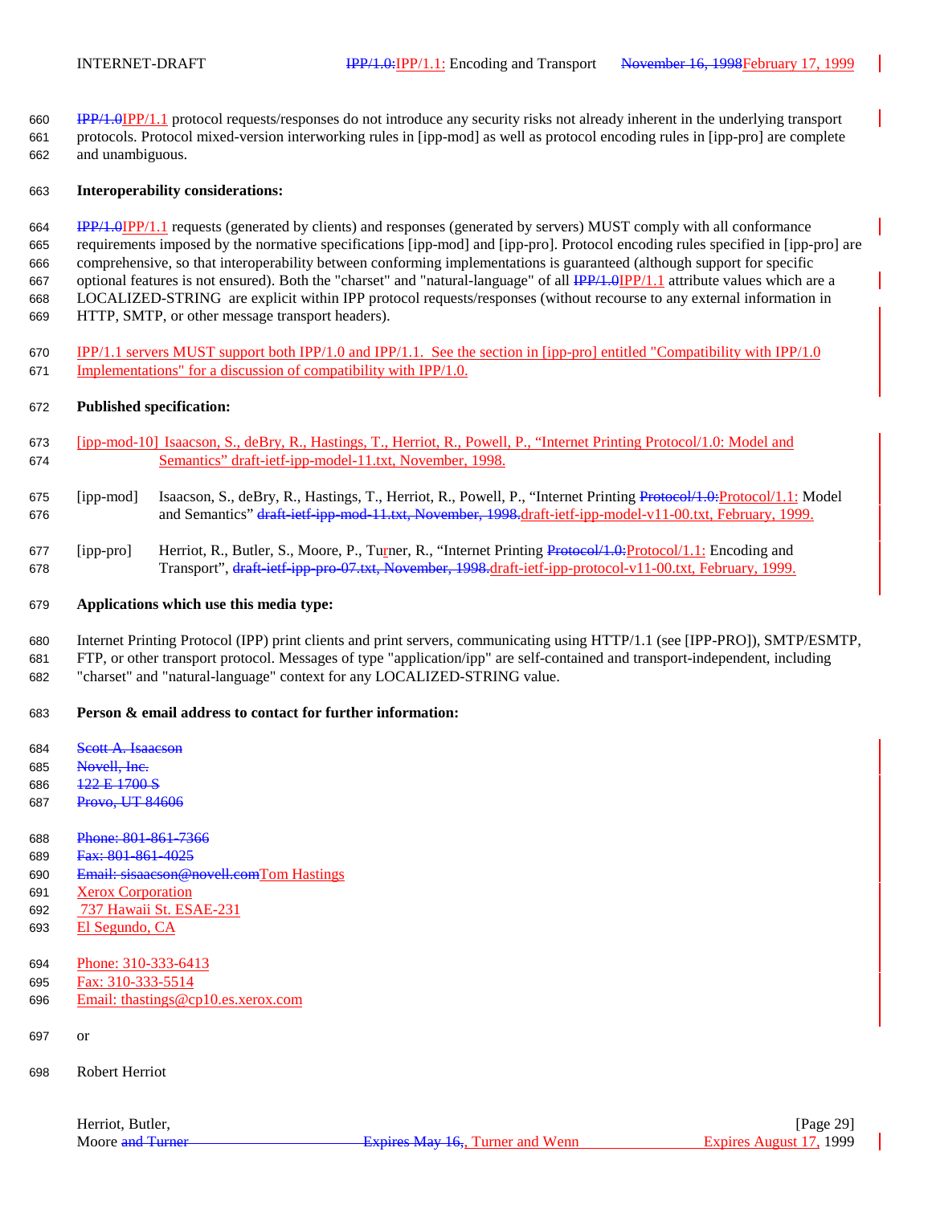~~IPP/1.0~~IPP/1.1 protocol requests/responses do not introduce any security risks not already inherent in the underlying transport protocols. Protocol mixed-version interworking rules in [ipp-mod] as well as protocol encoding rules in [ipp-pro] are complete and unambiguous.

**Interoperability considerations:**

~~IPP/1.0~~IPP/1.1 requests (generated by clients) and responses (generated by servers) MUST comply with all conformance requirements imposed by the normative specifications [ipp-mod] and [ipp-pro]. Protocol encoding rules specified in [ipp-pro] are comprehensive, so that interoperability between conforming implementations is guaranteed (although support for specific optional features is not ensured). Both the "charset" and "natural-language" of all ~~IPP/1.0~~IPP/1.1 attribute values which are a LOCALIZED-STRING are explicit within IPP protocol requests/responses (without recourse to any external information in HTTP, SMTP, or other message transport headers).

IPP/1.1 servers MUST support both IPP/1.0 and IPP/1.1. See the section in [ipp-pro] entitled "Compatibility with IPP/1.0 Implementations" for a discussion of compatibility with IPP/1.0.

**Published specification:**

[ipp-mod-10] Isaacson, S., deBry, R., Hastings, T., Herriot, R., Powell, P., "Internet Printing Protocol/1.0: Model and Semantics" draft-ietf-ipp-model-11.txt, November, 1998.

[ipp-mod] Isaacson, S., deBry, R., Hastings, T., Herriot, R., Powell, P., "Internet Printing ~~Protocol/1.0:~~Protocol/1.1: Model and Semantics" ~~draft-ietf-ipp-mod-11.txt, November, 1998.~~draft-ietf-ipp-model-v11-00.txt, February, 1999.

[ipp-pro] Herriot, R., Butler, S., Moore, P., Turner, R., "Internet Printing ~~Protocol/1.0:~~Protocol/1.1: Encoding and Transport", ~~draft-ietf-ipp-pro-07.txt, November, 1998.~~draft-ietf-ipp-protocol-v11-00.txt, February, 1999.

**Applications which use this media type:**

Internet Printing Protocol (IPP) print clients and print servers, communicating using HTTP/1.1 (see [IPP-PRO]), SMTP/ESMTP, FTP, or other transport protocol. Messages of type "application/ipp" are self-contained and transport-independent, including "charset" and "natural-language" context for any LOCALIZED-STRING value.

**Person & email address to contact for further information:**

~~Scott A. Isaacson~~
~~Novell, Inc.~~
~~122 E 1700 S~~
~~Provo, UT 84606~~

~~Phone: 801-861-7366~~
~~Fax: 801-861-4025~~
~~Email: sisaacson@novell.com~~Tom Hastings
Xerox Corporation
737 Hawaii St. ESAE-231
El Segundo, CA

Phone: 310-333-6413
Fax: 310-333-5514
Email: thastings@cp10.es.xerox.com

or

Robert Herriot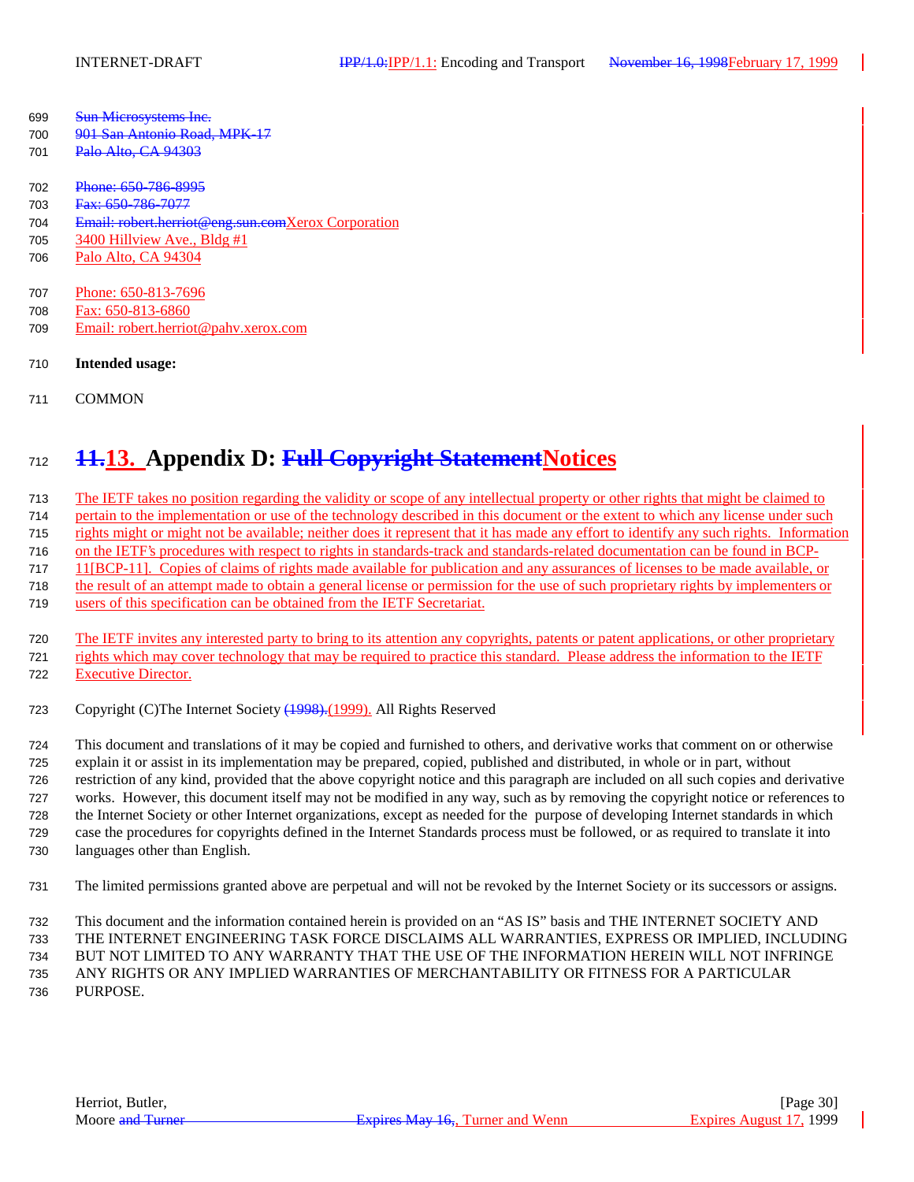Sun Microsystems Inc.
901 San Antonio Road, MPK-17
Palo Alto, CA 94303

Phone: 650-786-8995
Fax: 650-786-7077
Email: robert.herriot@eng.sun.comXerox Corporation
3400 Hillview Ave., Bldg #1
Palo Alto, CA 94304

Phone: 650-813-7696
Fax: 650-813-6860
Email: robert.herriot@pahv.xerox.com

**Intended usage:**

COMMON

# 11.13. Appendix D: Full Copyright StatementNotices

The IETF takes no position regarding the validity or scope of any intellectual property or other rights that might be claimed to pertain to the implementation or use of the technology described in this document or the extent to which any license under such rights might or might not be available; neither does it represent that it has made any effort to identify any such rights. Information on the IETF's procedures with respect to rights in standards-track and standards-related documentation can be found in BCP-11[BCP-11]. Copies of claims of rights made available for publication and any assurances of licenses to be made available, or the result of an attempt made to obtain a general license or permission for the use of such proprietary rights by implementers or users of this specification can be obtained from the IETF Secretariat.

The IETF invites any interested party to bring to its attention any copyrights, patents or patent applications, or other proprietary rights which may cover technology that may be required to practice this standard. Please address the information to the IETF Executive Director.

Copyright (C)The Internet Society (1998).(1999). All Rights Reserved

This document and translations of it may be copied and furnished to others, and derivative works that comment on or otherwise explain it or assist in its implementation may be prepared, copied, published and distributed, in whole or in part, without restriction of any kind, provided that the above copyright notice and this paragraph are included on all such copies and derivative works. However, this document itself may not be modified in any way, such as by removing the copyright notice or references to the Internet Society or other Internet organizations, except as needed for the purpose of developing Internet standards in which case the procedures for copyrights defined in the Internet Standards process must be followed, or as required to translate it into languages other than English.

The limited permissions granted above are perpetual and will not be revoked by the Internet Society or its successors or assigns.

This document and the information contained herein is provided on an "AS IS" basis and THE INTERNET SOCIETY AND THE INTERNET ENGINEERING TASK FORCE DISCLAIMS ALL WARRANTIES, EXPRESS OR IMPLIED, INCLUDING BUT NOT LIMITED TO ANY WARRANTY THAT THE USE OF THE INFORMATION HEREIN WILL NOT INFRINGE ANY RIGHTS OR ANY IMPLIED WARRANTIES OF MERCHANTABILITY OR FITNESS FOR A PARTICULAR PURPOSE.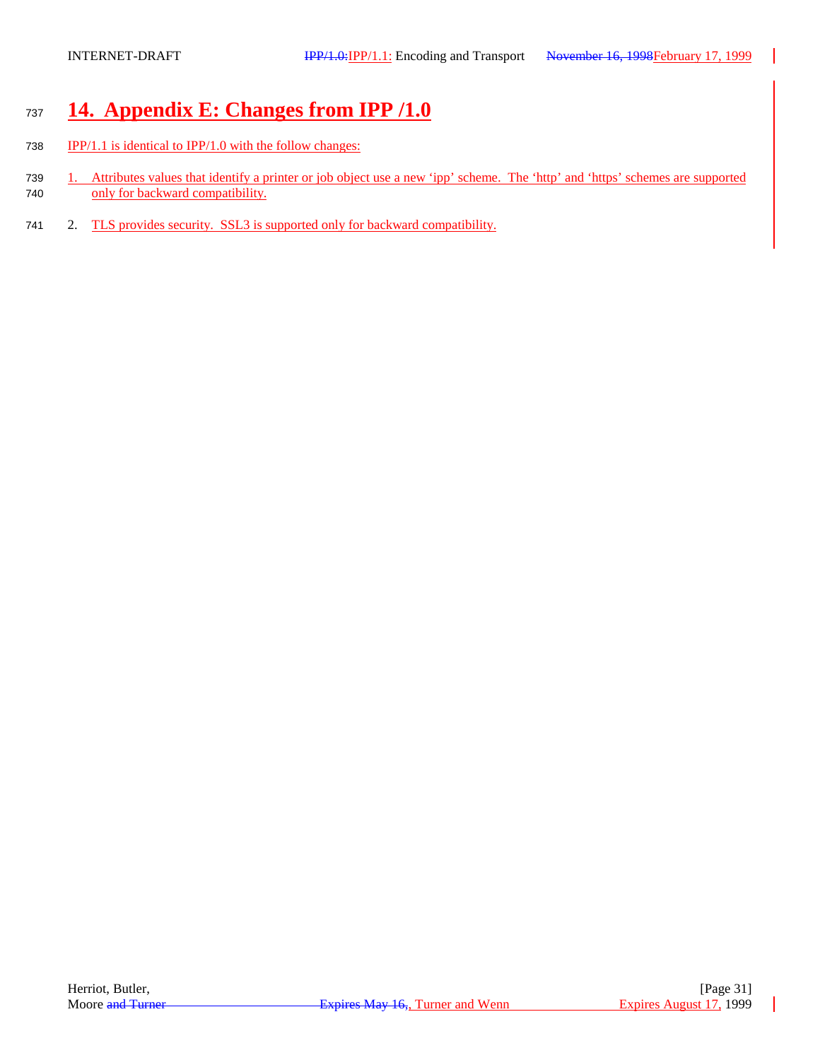# 14. Appendix E: Changes from IPP /1.0

IPP/1.1 is identical to IPP/1.0 with the follow changes:

1. Attributes values that identify a printer or job object use a new 'ipp' scheme. The 'http' and 'https' schemes are supported only for backward compatibility.
2. TLS provides security. SSL3 is supported only for backward compatibility.